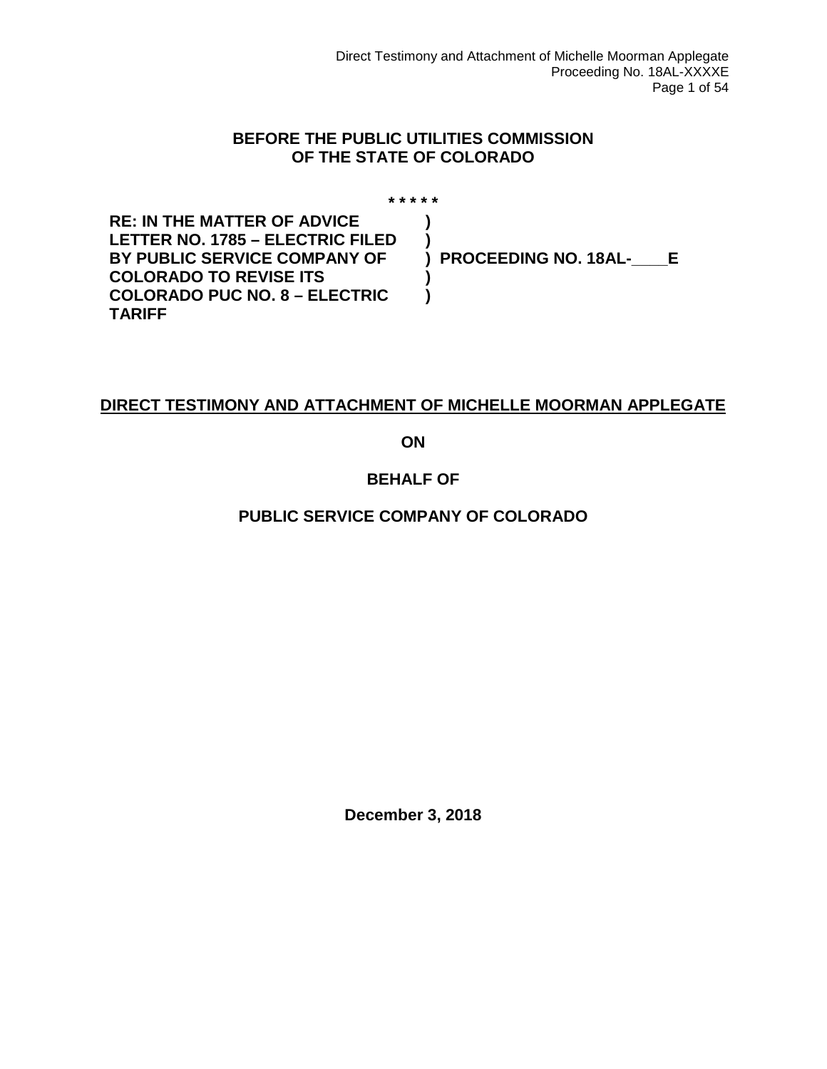**BEFORE THE PUBLIC UTILITIES COMMISSION OF THE STATE OF COLORADO**

\* \* \* \* \*

| | | |
|---|---|---|
| **RE: IN THE MATTER OF ADVICE LETTER NO. 1785 – ELECTRIC FILED BY PUBLIC SERVICE COMPANY OF COLORADO TO REVISE ITS COLORADO PUC NO. 8 – ELECTRIC TARIFF** | **)** | **PROCEEDING NO. 18AL-\_\_\_\_E** |

**DIRECT TESTIMONY AND ATTACHMENT OF MICHELLE MOORMAN APPLEGATE**

**ON**

**BEHALF OF**

**PUBLIC SERVICE COMPANY OF COLORADO**

**December 3, 2018**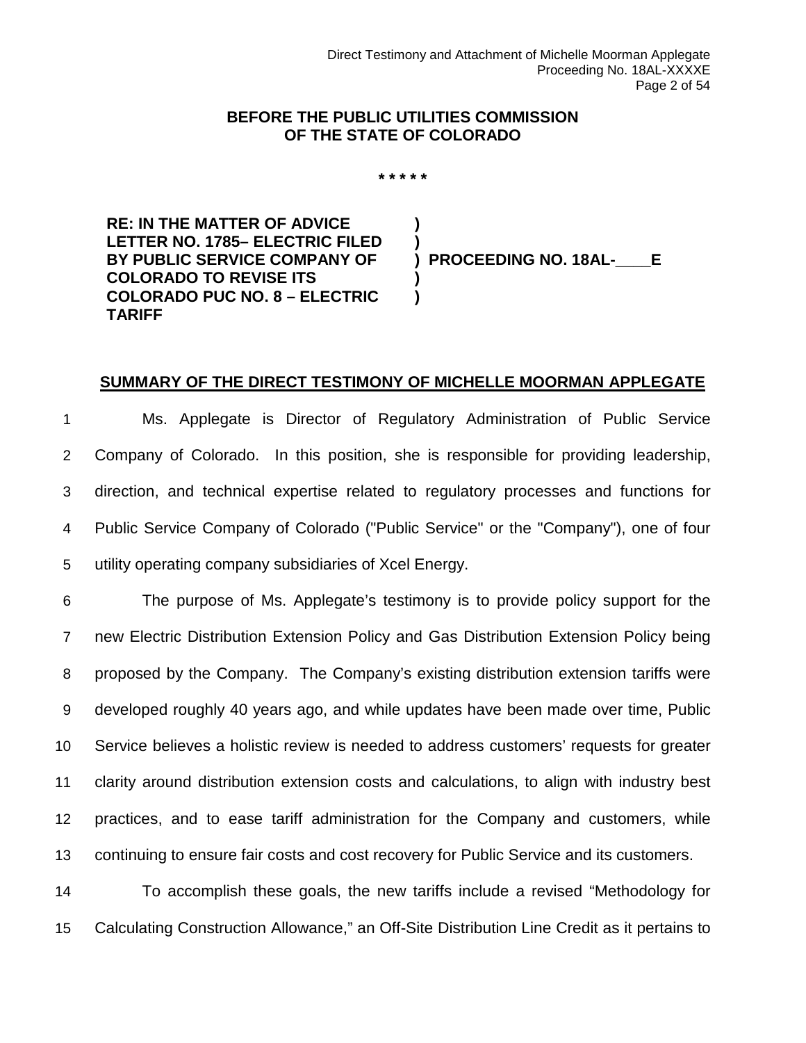**BEFORE THE PUBLIC UTILITIES COMMISSION OF THE STATE OF COLORADO**

\* \* \* \* \*

| | |
|---|---|
| **RE: IN THE MATTER OF ADVICE LETTER NO. 1785– ELECTRIC FILED BY PUBLIC SERVICE COMPANY OF COLORADO TO REVISE ITS COLORADO PUC NO. 8 – ELECTRIC TARIFF** | **) ) ) PROCEEDING NO. 18AL-____E ) )** |

**SUMMARY OF THE DIRECT TESTIMONY OF MICHELLE MOORMAN APPLEGATE**

1 Ms. Applegate is Director of Regulatory Administration of Public Service
2 Company of Colorado. In this position, she is responsible for providing leadership,
3 direction, and technical expertise related to regulatory processes and functions for
4 Public Service Company of Colorado ("Public Service" or the "Company"), one of four
5 utility operating company subsidiaries of Xcel Energy.

6 The purpose of Ms. Applegate's testimony is to provide policy support for the
7 new Electric Distribution Extension Policy and Gas Distribution Extension Policy being
8 proposed by the Company. The Company's existing distribution extension tariffs were
9 developed roughly 40 years ago, and while updates have been made over time, Public
10 Service believes a holistic review is needed to address customers' requests for greater
11 clarity around distribution extension costs and calculations, to align with industry best
12 practices, and to ease tariff administration for the Company and customers, while
13 continuing to ensure fair costs and cost recovery for Public Service and its customers.

14 To accomplish these goals, the new tariffs include a revised "Methodology for
15 Calculating Construction Allowance," an Off-Site Distribution Line Credit as it pertains to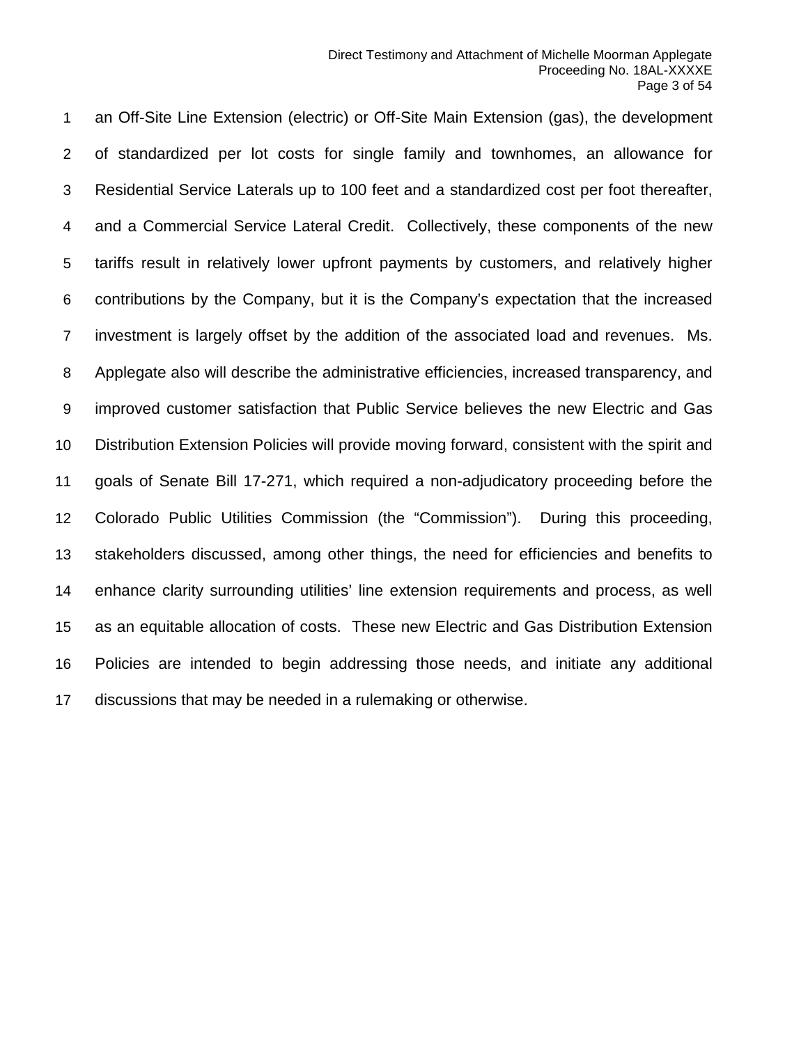an Off-Site Line Extension (electric) or Off-Site Main Extension (gas), the development of standardized per lot costs for single family and townhomes, an allowance for Residential Service Laterals up to 100 feet and a standardized cost per foot thereafter, and a Commercial Service Lateral Credit. Collectively, these components of the new tariffs result in relatively lower upfront payments by customers, and relatively higher contributions by the Company, but it is the Company's expectation that the increased investment is largely offset by the addition of the associated load and revenues. Ms. Applegate also will describe the administrative efficiencies, increased transparency, and improved customer satisfaction that Public Service believes the new Electric and Gas Distribution Extension Policies will provide moving forward, consistent with the spirit and goals of Senate Bill 17-271, which required a non-adjudicatory proceeding before the Colorado Public Utilities Commission (the "Commission"). During this proceeding, stakeholders discussed, among other things, the need for efficiencies and benefits to enhance clarity surrounding utilities' line extension requirements and process, as well as an equitable allocation of costs. These new Electric and Gas Distribution Extension Policies are intended to begin addressing those needs, and initiate any additional discussions that may be needed in a rulemaking or otherwise.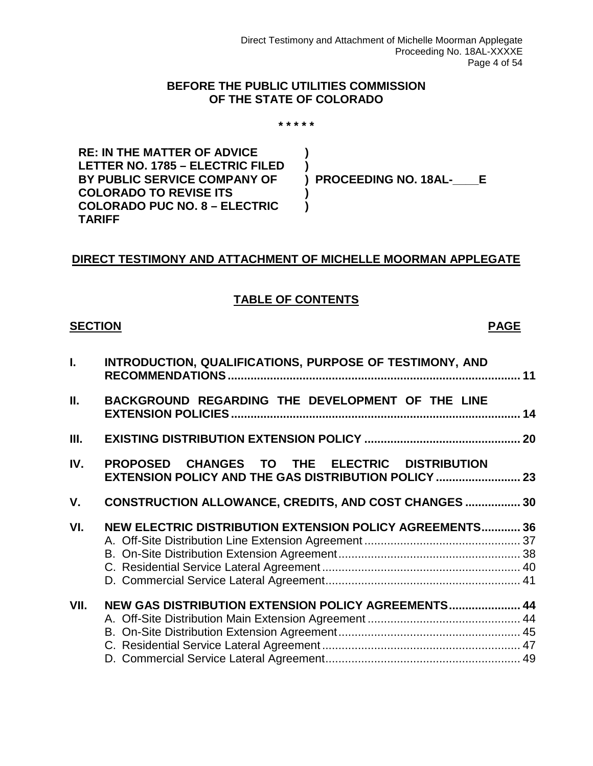**BEFORE THE PUBLIC UTILITIES COMMISSION**
**OF THE STATE OF COLORADO**

\* \* \* \* \*

| | | |
|---|---|---|
| **RE: IN THE MATTER OF ADVICE LETTER NO. 1785 – ELECTRIC FILED BY PUBLIC SERVICE COMPANY OF COLORADO TO REVISE ITS COLORADO PUC NO. 8 – ELECTRIC TARIFF** | **)<br>)<br>)<br>)<br>)** | **PROCEEDING NO. 18AL-\_\_\_\_E** |

**DIRECT TESTIMONY AND ATTACHMENT OF MICHELLE MOORMAN APPLEGATE**

**TABLE OF CONTENTS**

| SECTION | | PAGE |
|---|---|---|
| **I.** | **INTRODUCTION, QUALIFICATIONS, PURPOSE OF TESTIMONY, AND RECOMMENDATIONS** | **11** |
| **II.** | **BACKGROUND REGARDING THE DEVELOPMENT OF THE LINE EXTENSION POLICIES** | **14** |
| **III.** | **EXISTING DISTRIBUTION EXTENSION POLICY** | **20** |
| **IV.** | **PROPOSED CHANGES TO THE ELECTRIC DISTRIBUTION EXTENSION POLICY AND THE GAS DISTRIBUTION POLICY** | **23** |
| **V.** | **CONSTRUCTION ALLOWANCE, CREDITS, AND COST CHANGES** | **30** |
| **VI.** | **NEW ELECTRIC DISTRIBUTION EXTENSION POLICY AGREEMENTS** | **36** |
| | A. Off-Site Distribution Line Extension Agreement | 37 |
| | B. On-Site Distribution Extension Agreement | 38 |
| | C. Residential Service Lateral Agreement | 40 |
| | D. Commercial Service Lateral Agreement | 41 |
| **VII.** | **NEW GAS DISTRIBUTION EXTENSION POLICY AGREEMENTS** | **44** |
| | A. Off-Site Distribution Main Extension Agreement | 44 |
| | B. On-Site Distribution Extension Agreement | 45 |
| | C. Residential Service Lateral Agreement | 47 |
| | D. Commercial Service Lateral Agreement | 49 |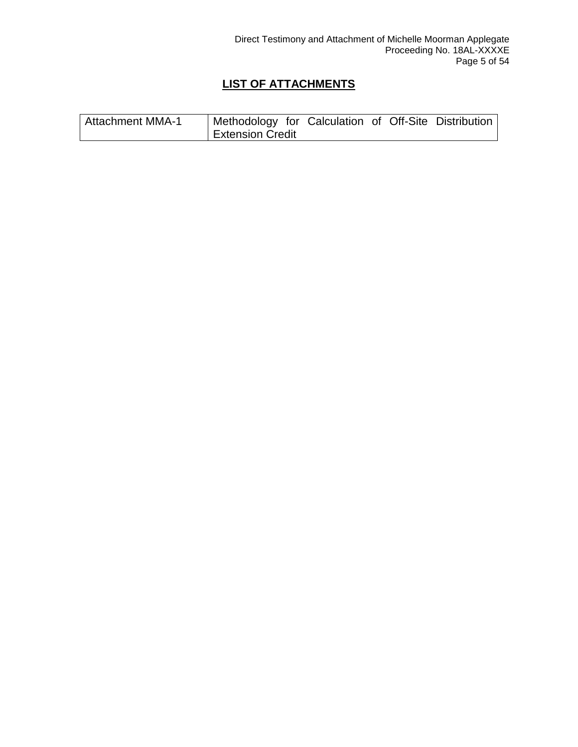# LIST OF ATTACHMENTS

| Attachment MMA-1 | Methodology for Calculation of Off-Site Distribution Extension Credit |
|---|---|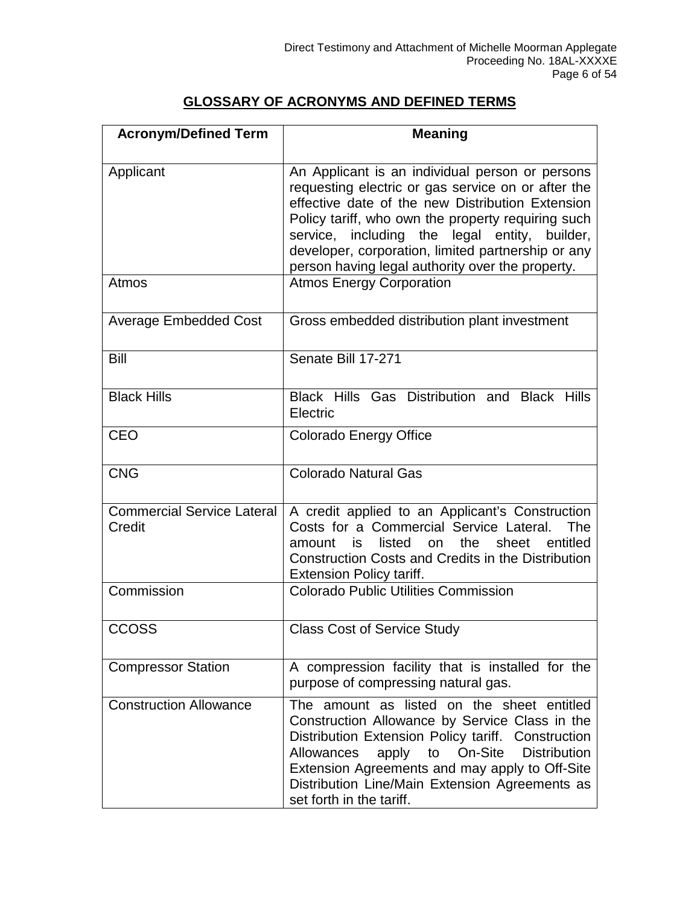## GLOSSARY OF ACRONYMS AND DEFINED TERMS

| Acronym/Defined Term | Meaning |
|---|---|
| Applicant | An Applicant is an individual person or persons requesting electric or gas service on or after the effective date of the new Distribution Extension Policy tariff, who own the property requiring such service, including the legal entity, builder, developer, corporation, limited partnership or any person having legal authority over the property. |
| Atmos | Atmos Energy Corporation |
| Average Embedded Cost | Gross embedded distribution plant investment |
| Bill | Senate Bill 17-271 |
| Black Hills | Black Hills Gas Distribution and Black Hills Electric |
| CEO | Colorado Energy Office |
| CNG | Colorado Natural Gas |
| Commercial Service Lateral Credit | A credit applied to an Applicant's Construction Costs for a Commercial Service Lateral. The amount is listed on the sheet entitled Construction Costs and Credits in the Distribution Extension Policy tariff. |
| Commission | Colorado Public Utilities Commission |
| CCOSS | Class Cost of Service Study |
| Compressor Station | A compression facility that is installed for the purpose of compressing natural gas. |
| Construction Allowance | The amount as listed on the sheet entitled Construction Allowance by Service Class in the Distribution Extension Policy tariff. Construction Allowances apply to On-Site Distribution Extension Agreements and may apply to Off-Site Distribution Line/Main Extension Agreements as set forth in the tariff. |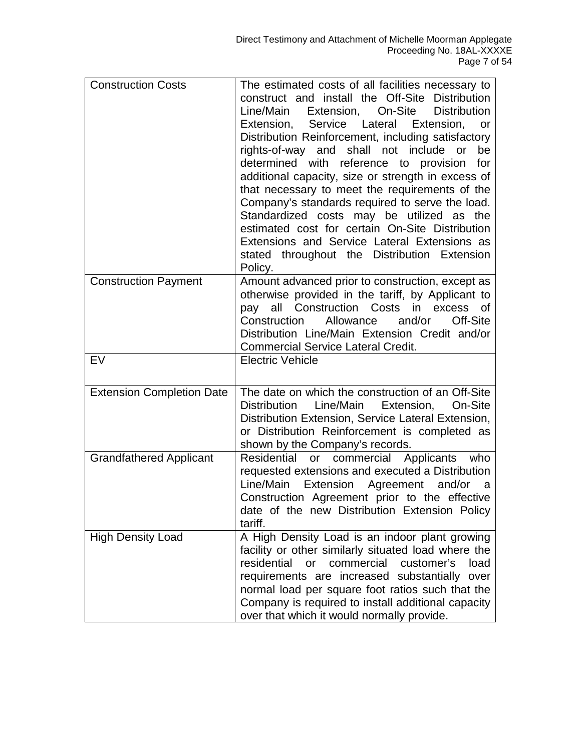| | |
|---|---|
| Construction Costs | The estimated costs of all facilities necessary to construct and install the Off-Site Distribution Line/Main Extension, On-Site Distribution Extension, Service Lateral Extension, or Distribution Reinforcement, including satisfactory rights-of-way and shall not include or be determined with reference to provision for additional capacity, size or strength in excess of that necessary to meet the requirements of the Company's standards required to serve the load. Standardized costs may be utilized as the estimated cost for certain On-Site Distribution Extensions and Service Lateral Extensions as stated throughout the Distribution Extension Policy. |
| Construction Payment | Amount advanced prior to construction, except as otherwise provided in the tariff, by Applicant to pay all Construction Costs in excess of Construction Allowance and/or Off-Site Distribution Line/Main Extension Credit and/or Commercial Service Lateral Credit. |
| EV | Electric Vehicle |
| Extension Completion Date | The date on which the construction of an Off-Site Distribution Line/Main Extension, On-Site Distribution Extension, Service Lateral Extension, or Distribution Reinforcement is completed as shown by the Company's records. |
| Grandfathered Applicant | Residential or commercial Applicants who requested extensions and executed a Distribution Line/Main Extension Agreement and/or a Construction Agreement prior to the effective date of the new Distribution Extension Policy tariff. |
| High Density Load | A High Density Load is an indoor plant growing facility or other similarly situated load where the residential or commercial customer's load requirements are increased substantially over normal load per square foot ratios such that the Company is required to install additional capacity over that which it would normally provide. |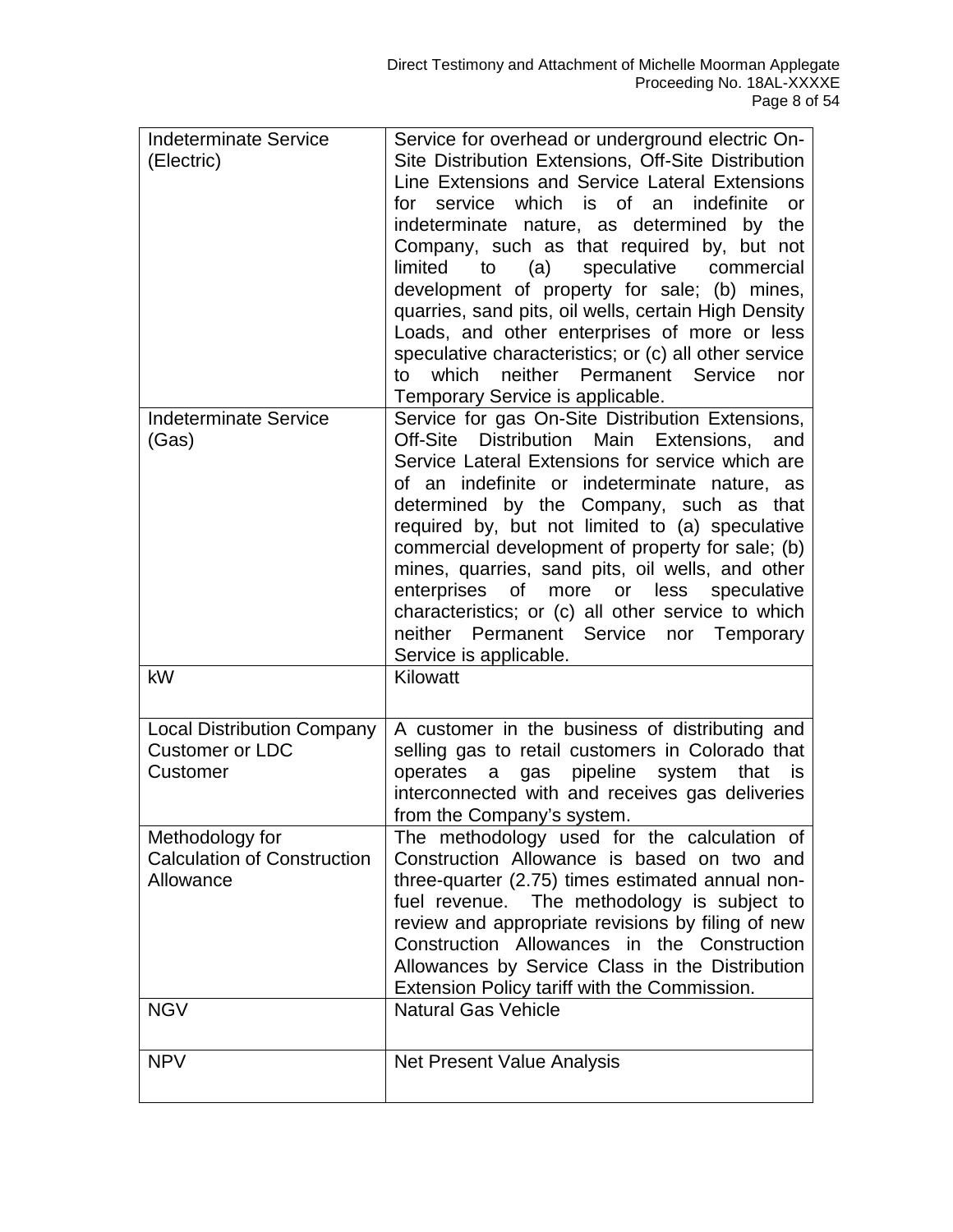| | |
|---|---|
| Indeterminate Service (Electric) | Service for overhead or underground electric On-Site Distribution Extensions, Off-Site Distribution Line Extensions and Service Lateral Extensions for service which is of an indefinite or indeterminate nature, as determined by the Company, such as that required by, but not limited to (a) speculative commercial development of property for sale; (b) mines, quarries, sand pits, oil wells, certain High Density Loads, and other enterprises of more or less speculative characteristics; or (c) all other service to which neither Permanent Service nor Temporary Service is applicable. |
| Indeterminate Service (Gas) | Service for gas On-Site Distribution Extensions, Off-Site Distribution Main Extensions, and Service Lateral Extensions for service which are of an indefinite or indeterminate nature, as determined by the Company, such as that required by, but not limited to (a) speculative commercial development of property for sale; (b) mines, quarries, sand pits, oil wells, and other enterprises of more or less speculative characteristics; or (c) all other service to which neither Permanent Service nor Temporary Service is applicable. |
| kW | Kilowatt |
| Local Distribution Company Customer or LDC Customer | A customer in the business of distributing and selling gas to retail customers in Colorado that operates a gas pipeline system that is interconnected with and receives gas deliveries from the Company's system. |
| Methodology for Calculation of Construction Allowance | The methodology used for the calculation of Construction Allowance is based on two and three-quarter (2.75) times estimated annual non-fuel revenue. The methodology is subject to review and appropriate revisions by filing of new Construction Allowances in the Construction Allowances by Service Class in the Distribution Extension Policy tariff with the Commission. |
| NGV | Natural Gas Vehicle |
| NPV | Net Present Value Analysis |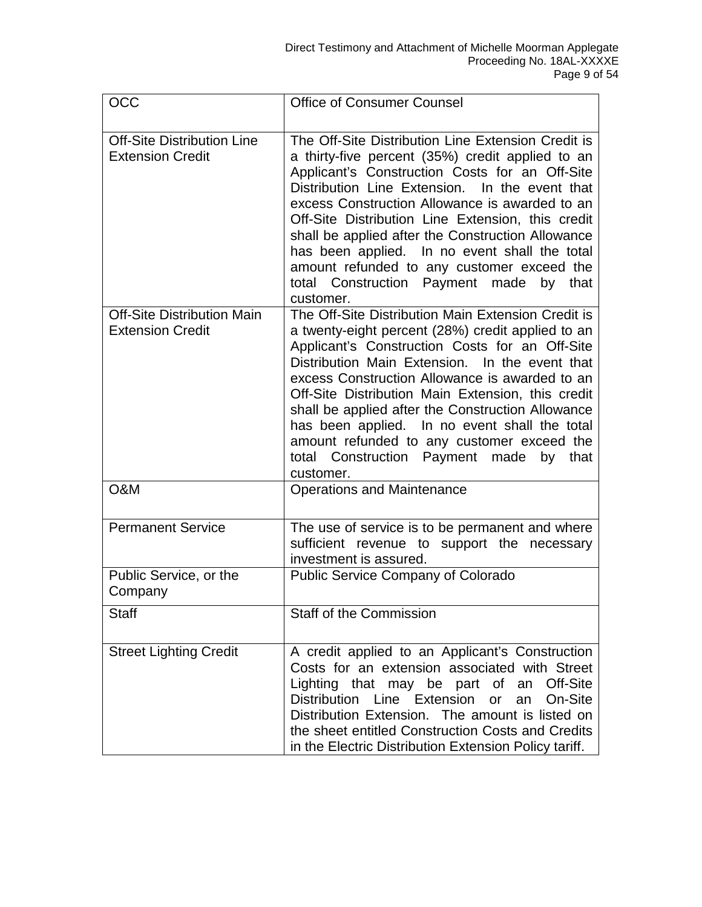| | |
|---|---|
| OCC | Office of Consumer Counsel |
| Off-Site Distribution Line Extension Credit | The Off-Site Distribution Line Extension Credit is a thirty-five percent (35%) credit applied to an Applicant's Construction Costs for an Off-Site Distribution Line Extension. In the event that excess Construction Allowance is awarded to an Off-Site Distribution Line Extension, this credit shall be applied after the Construction Allowance has been applied. In no event shall the total amount refunded to any customer exceed the total Construction Payment made by that customer. |
| Off-Site Distribution Main Extension Credit | The Off-Site Distribution Main Extension Credit is a twenty-eight percent (28%) credit applied to an Applicant's Construction Costs for an Off-Site Distribution Main Extension. In the event that excess Construction Allowance is awarded to an Off-Site Distribution Main Extension, this credit shall be applied after the Construction Allowance has been applied. In no event shall the total amount refunded to any customer exceed the total Construction Payment made by that customer. |
| O&M | Operations and Maintenance |
| Permanent Service | The use of service is to be permanent and where sufficient revenue to support the necessary investment is assured. |
| Public Service, or the Company | Public Service Company of Colorado |
| Staff | Staff of the Commission |
| Street Lighting Credit | A credit applied to an Applicant's Construction Costs for an extension associated with Street Lighting that may be part of an Off-Site Distribution Line Extension or an On-Site Distribution Extension. The amount is listed on the sheet entitled Construction Costs and Credits in the Electric Distribution Extension Policy tariff. |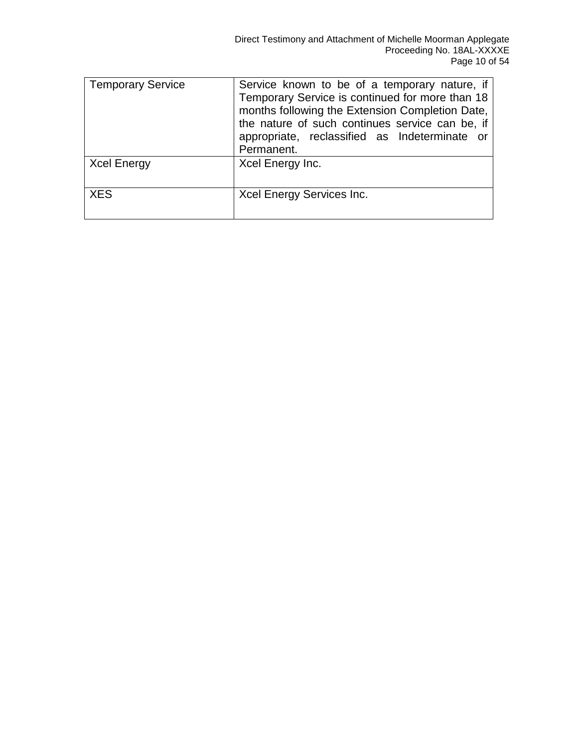| Temporary Service | Service known to be of a temporary nature, if Temporary Service is continued for more than 18 months following the Extension Completion Date, the nature of such continues service can be, if appropriate, reclassified as Indeterminate or Permanent. |
|---|---|
| Xcel Energy | Xcel Energy Inc. |
| XES | Xcel Energy Services Inc. |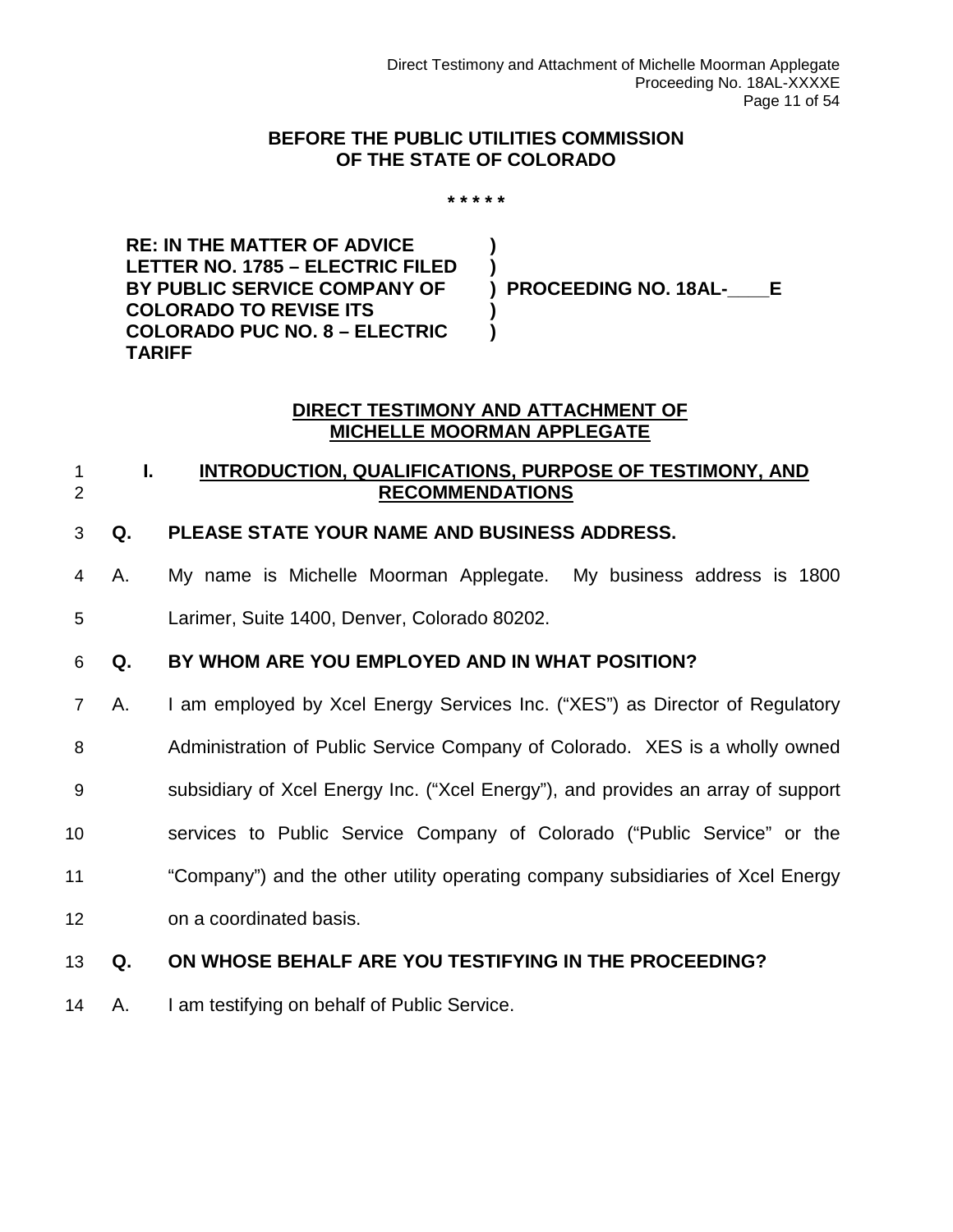**BEFORE THE PUBLIC UTILITIES COMMISSION OF THE STATE OF COLORADO**

\* \* \* \* \*

| | | |
|---|---|---|
| **RE: IN THE MATTER OF ADVICE LETTER NO. 1785 – ELECTRIC FILED BY PUBLIC SERVICE COMPANY OF COLORADO TO REVISE ITS COLORADO PUC NO. 8 – ELECTRIC TARIFF** | **)<br>)<br>)<br>)<br>)** | **PROCEEDING NO. 18AL-____E** |

**<u>DIRECT TESTIMONY AND ATTACHMENT OF MICHELLE MOORMAN APPLEGATE</u>**

## I. <u>INTRODUCTION, QUALIFICATIONS, PURPOSE OF TESTIMONY, AND RECOMMENDATIONS</u>

**Q. PLEASE STATE YOUR NAME AND BUSINESS ADDRESS.**

A. My name is Michelle Moorman Applegate. My business address is 1800 Larimer, Suite 1400, Denver, Colorado 80202.

**Q. BY WHOM ARE YOU EMPLOYED AND IN WHAT POSITION?**

A. I am employed by Xcel Energy Services Inc. ("XES") as Director of Regulatory Administration of Public Service Company of Colorado. XES is a wholly owned subsidiary of Xcel Energy Inc. ("Xcel Energy"), and provides an array of support services to Public Service Company of Colorado ("Public Service" or the "Company") and the other utility operating company subsidiaries of Xcel Energy on a coordinated basis.

**Q. ON WHOSE BEHALF ARE YOU TESTIFYING IN THE PROCEEDING?**

A. I am testifying on behalf of Public Service.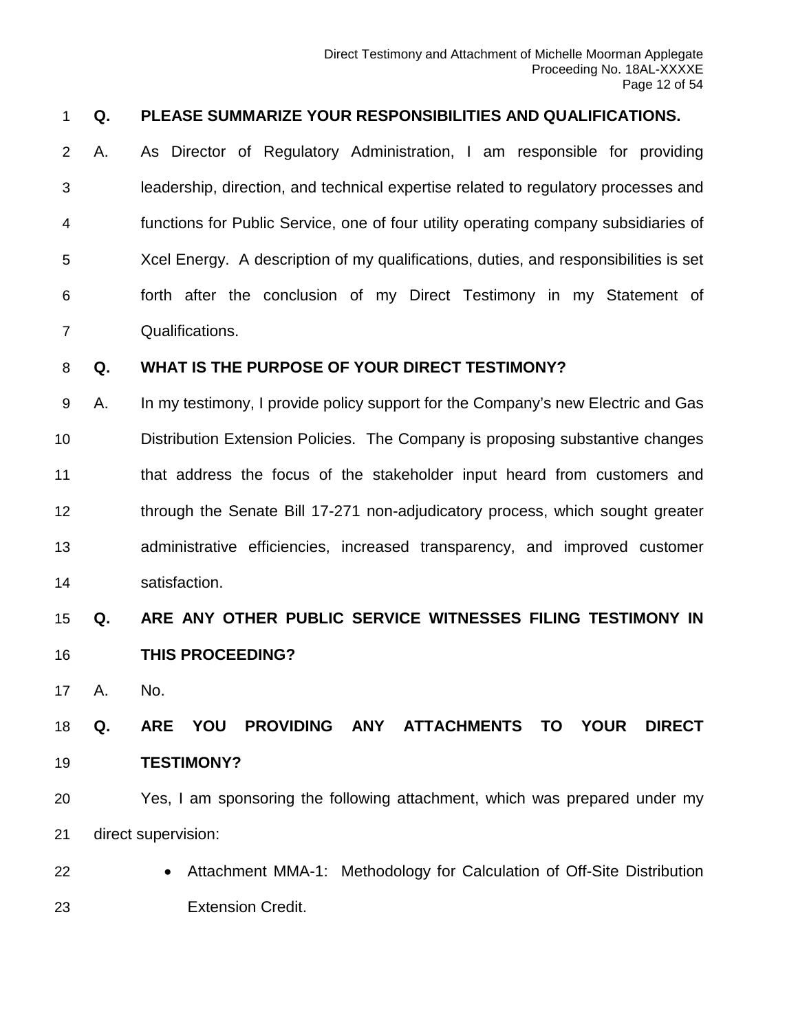**Q. PLEASE SUMMARIZE YOUR RESPONSIBILITIES AND QUALIFICATIONS.**

A. As Director of Regulatory Administration, I am responsible for providing leadership, direction, and technical expertise related to regulatory processes and functions for Public Service, one of four utility operating company subsidiaries of Xcel Energy. A description of my qualifications, duties, and responsibilities is set forth after the conclusion of my Direct Testimony in my Statement of Qualifications.

**Q. WHAT IS THE PURPOSE OF YOUR DIRECT TESTIMONY?**

A. In my testimony, I provide policy support for the Company's new Electric and Gas Distribution Extension Policies. The Company is proposing substantive changes that address the focus of the stakeholder input heard from customers and through the Senate Bill 17-271 non-adjudicatory process, which sought greater administrative efficiencies, increased transparency, and improved customer satisfaction.

**Q. ARE ANY OTHER PUBLIC SERVICE WITNESSES FILING TESTIMONY IN THIS PROCEEDING?**

A. No.

**Q. ARE YOU PROVIDING ANY ATTACHMENTS TO YOUR DIRECT TESTIMONY?**

Yes, I am sponsoring the following attachment, which was prepared under my direct supervision:

- Attachment MMA-1: Methodology for Calculation of Off-Site Distribution Extension Credit.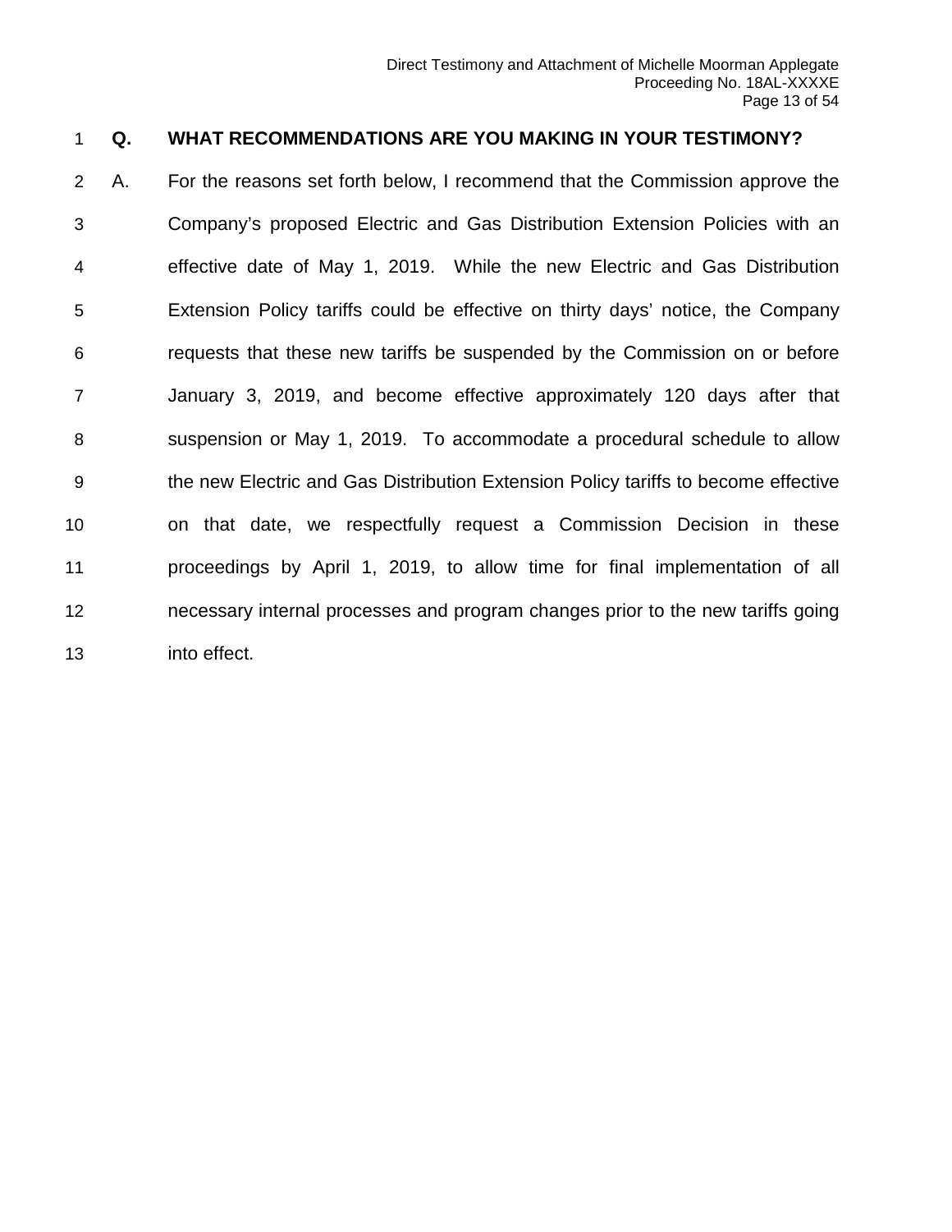**Q. WHAT RECOMMENDATIONS ARE YOU MAKING IN YOUR TESTIMONY?**

A. For the reasons set forth below, I recommend that the Commission approve the Company's proposed Electric and Gas Distribution Extension Policies with an effective date of May 1, 2019. While the new Electric and Gas Distribution Extension Policy tariffs could be effective on thirty days' notice, the Company requests that these new tariffs be suspended by the Commission on or before January 3, 2019, and become effective approximately 120 days after that suspension or May 1, 2019. To accommodate a procedural schedule to allow the new Electric and Gas Distribution Extension Policy tariffs to become effective on that date, we respectfully request a Commission Decision in these proceedings by April 1, 2019, to allow time for final implementation of all necessary internal processes and program changes prior to the new tariffs going into effect.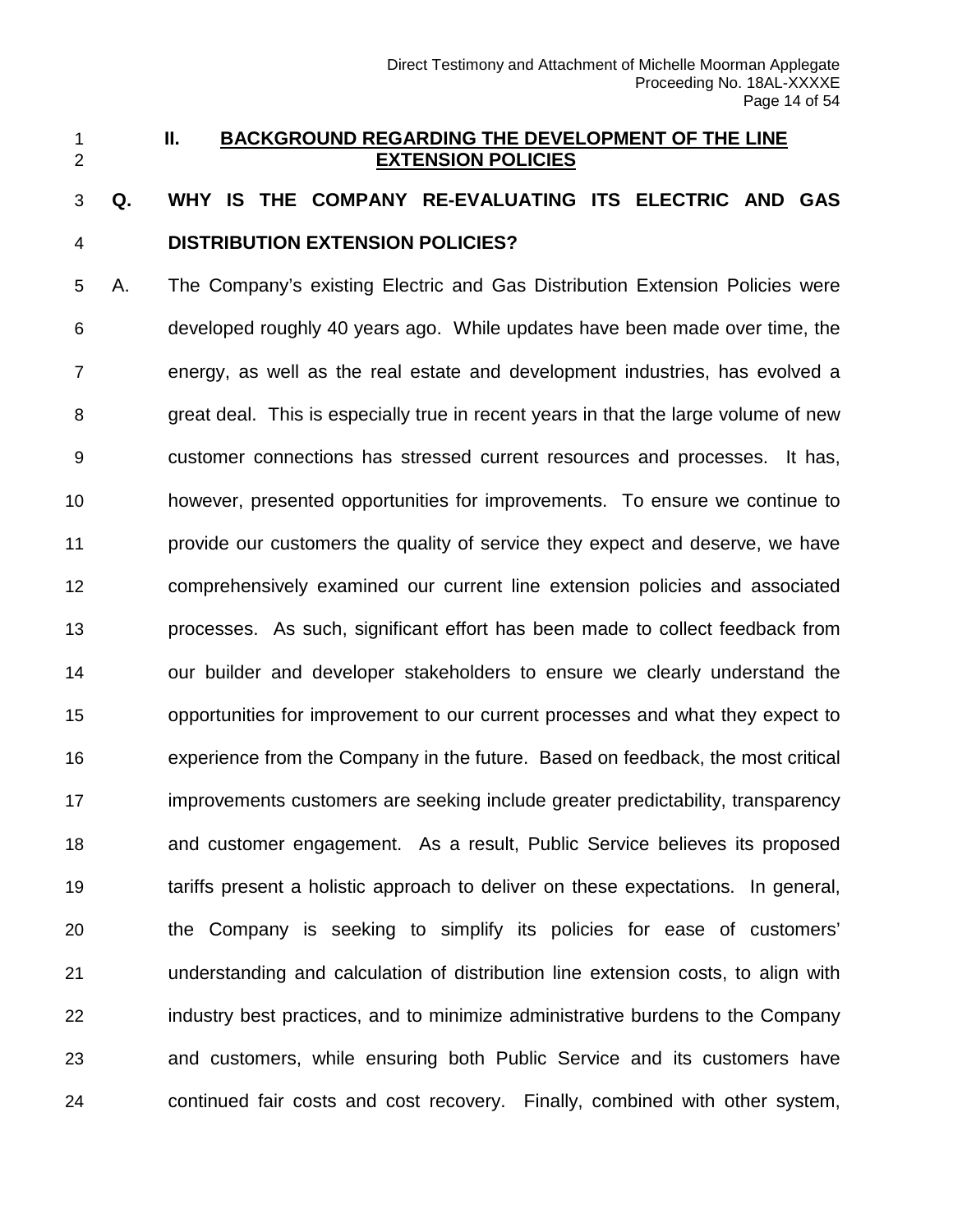## II. BACKGROUND REGARDING THE DEVELOPMENT OF THE LINE EXTENSION POLICIES

**Q. WHY IS THE COMPANY RE-EVALUATING ITS ELECTRIC AND GAS DISTRIBUTION EXTENSION POLICIES?**

A. The Company's existing Electric and Gas Distribution Extension Policies were developed roughly 40 years ago. While updates have been made over time, the energy, as well as the real estate and development industries, has evolved a great deal. This is especially true in recent years in that the large volume of new customer connections has stressed current resources and processes. It has, however, presented opportunities for improvements. To ensure we continue to provide our customers the quality of service they expect and deserve, we have comprehensively examined our current line extension policies and associated processes. As such, significant effort has been made to collect feedback from our builder and developer stakeholders to ensure we clearly understand the opportunities for improvement to our current processes and what they expect to experience from the Company in the future. Based on feedback, the most critical improvements customers are seeking include greater predictability, transparency and customer engagement. As a result, Public Service believes its proposed tariffs present a holistic approach to deliver on these expectations. In general, the Company is seeking to simplify its policies for ease of customers' understanding and calculation of distribution line extension costs, to align with industry best practices, and to minimize administrative burdens to the Company and customers, while ensuring both Public Service and its customers have continued fair costs and cost recovery. Finally, combined with other system,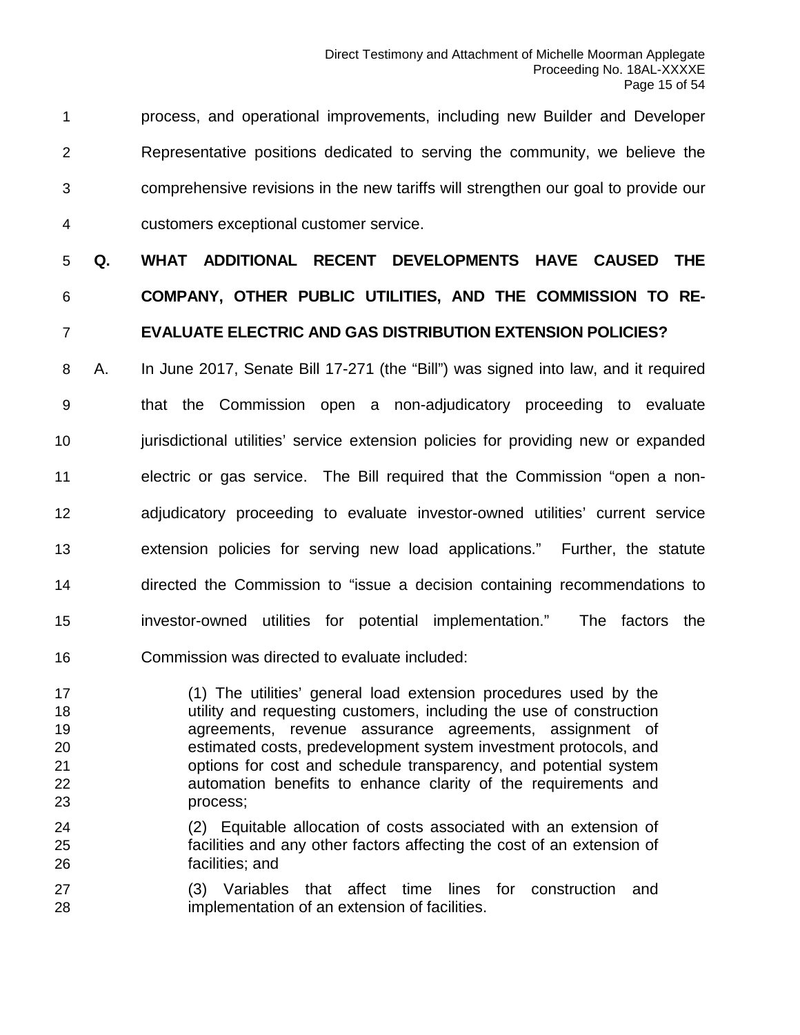process, and operational improvements, including new Builder and Developer Representative positions dedicated to serving the community, we believe the comprehensive revisions in the new tariffs will strengthen our goal to provide our customers exceptional customer service.

**Q. WHAT ADDITIONAL RECENT DEVELOPMENTS HAVE CAUSED THE COMPANY, OTHER PUBLIC UTILITIES, AND THE COMMISSION TO RE-EVALUATE ELECTRIC AND GAS DISTRIBUTION EXTENSION POLICIES?**

A. In June 2017, Senate Bill 17-271 (the "Bill") was signed into law, and it required that the Commission open a non-adjudicatory proceeding to evaluate jurisdictional utilities' service extension policies for providing new or expanded electric or gas service. The Bill required that the Commission "open a non-adjudicatory proceeding to evaluate investor-owned utilities' current service extension policies for serving new load applications." Further, the statute directed the Commission to "issue a decision containing recommendations to investor-owned utilities for potential implementation." The factors the Commission was directed to evaluate included:

> (1) The utilities' general load extension procedures used by the utility and requesting customers, including the use of construction agreements, revenue assurance agreements, assignment of estimated costs, predevelopment system investment protocols, and options for cost and schedule transparency, and potential system automation benefits to enhance clarity of the requirements and process;
>
> (2) Equitable allocation of costs associated with an extension of facilities and any other factors affecting the cost of an extension of facilities; and
>
> (3) Variables that affect time lines for construction and implementation of an extension of facilities.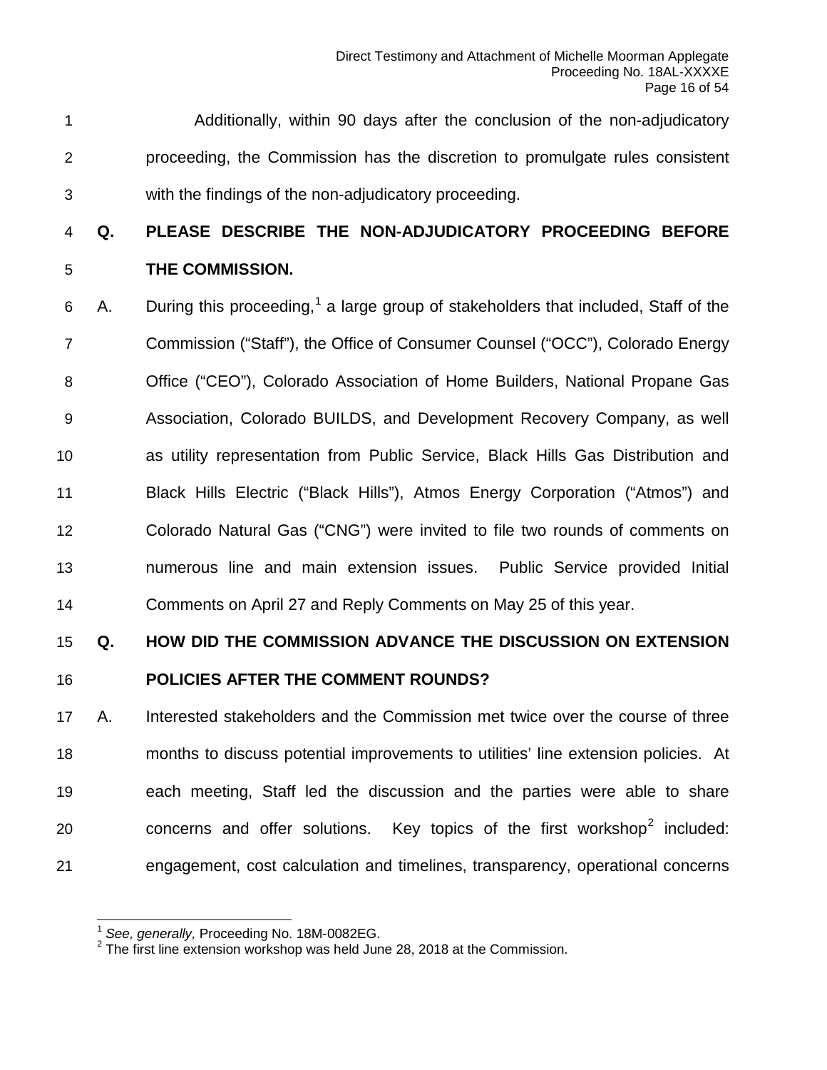Additionally, within 90 days after the conclusion of the non-adjudicatory proceeding, the Commission has the discretion to promulgate rules consistent with the findings of the non-adjudicatory proceeding.

**Q. PLEASE DESCRIBE THE NON-ADJUDICATORY PROCEEDING BEFORE THE COMMISSION.**

A. During this proceeding,[1] a large group of stakeholders that included, Staff of the Commission ("Staff"), the Office of Consumer Counsel ("OCC"), Colorado Energy Office ("CEO"), Colorado Association of Home Builders, National Propane Gas Association, Colorado BUILDS, and Development Recovery Company, as well as utility representation from Public Service, Black Hills Gas Distribution and Black Hills Electric ("Black Hills"), Atmos Energy Corporation ("Atmos") and Colorado Natural Gas ("CNG") were invited to file two rounds of comments on numerous line and main extension issues. Public Service provided Initial Comments on April 27 and Reply Comments on May 25 of this year.

**Q. HOW DID THE COMMISSION ADVANCE THE DISCUSSION ON EXTENSION POLICIES AFTER THE COMMENT ROUNDS?**

A. Interested stakeholders and the Commission met twice over the course of three months to discuss potential improvements to utilities' line extension policies. At each meeting, Staff led the discussion and the parties were able to share concerns and offer solutions. Key topics of the first workshop[2] included: engagement, cost calculation and timelines, transparency, operational concerns

---

[1] *See, generally,* Proceeding No. 18M-0082EG.

[2] The first line extension workshop was held June 28, 2018 at the Commission.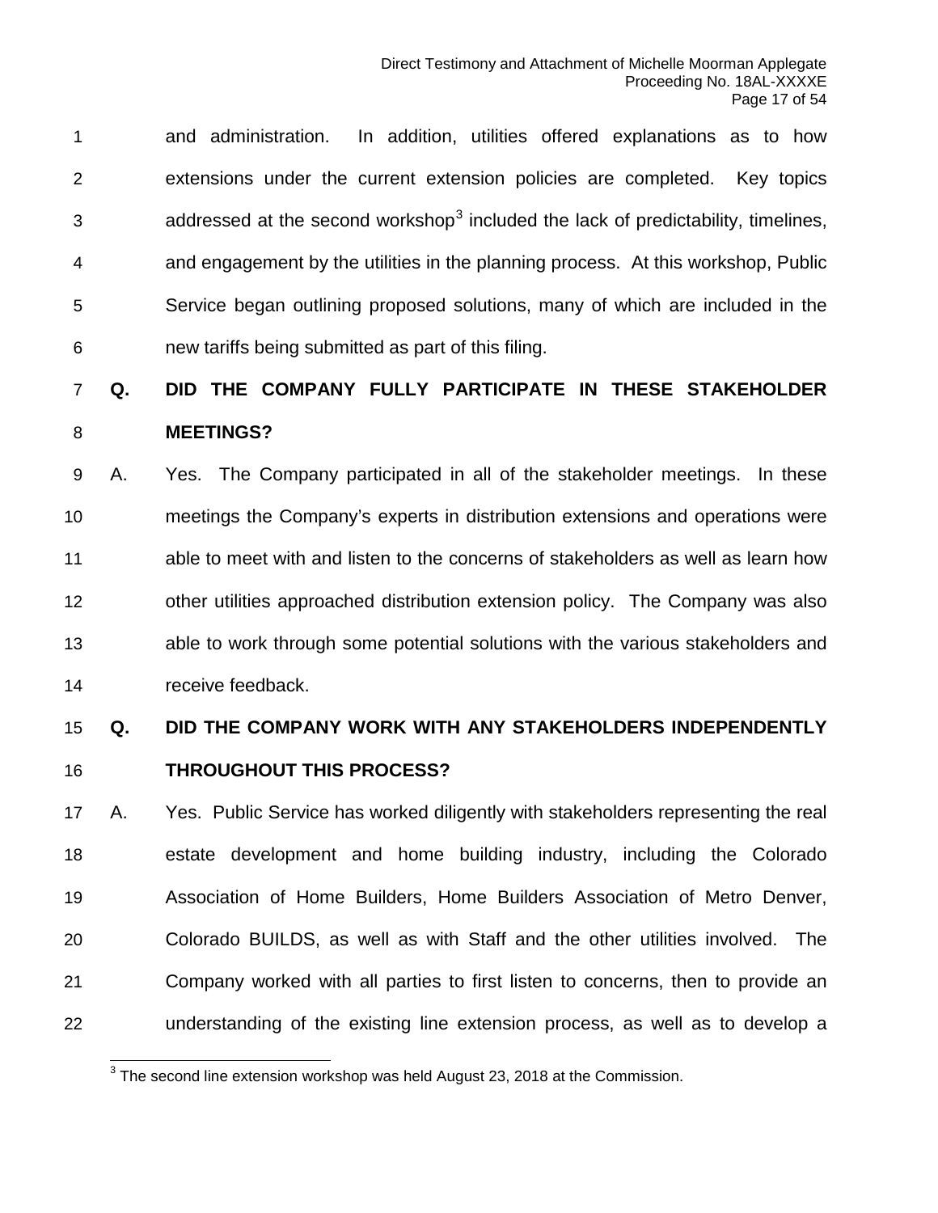and administration. In addition, utilities offered explanations as to how extensions under the current extension policies are completed. Key topics addressed at the second workshop[3] included the lack of predictability, timelines, and engagement by the utilities in the planning process. At this workshop, Public Service began outlining proposed solutions, many of which are included in the new tariffs being submitted as part of this filing.

**Q. DID THE COMPANY FULLY PARTICIPATE IN THESE STAKEHOLDER MEETINGS?**

A. Yes. The Company participated in all of the stakeholder meetings. In these meetings the Company's experts in distribution extensions and operations were able to meet with and listen to the concerns of stakeholders as well as learn how other utilities approached distribution extension policy. The Company was also able to work through some potential solutions with the various stakeholders and receive feedback.

**Q. DID THE COMPANY WORK WITH ANY STAKEHOLDERS INDEPENDENTLY THROUGHOUT THIS PROCESS?**

A. Yes. Public Service has worked diligently with stakeholders representing the real estate development and home building industry, including the Colorado Association of Home Builders, Home Builders Association of Metro Denver, Colorado BUILDS, as well as with Staff and the other utilities involved. The Company worked with all parties to first listen to concerns, then to provide an understanding of the existing line extension process, as well as to develop a

---

[3] The second line extension workshop was held August 23, 2018 at the Commission.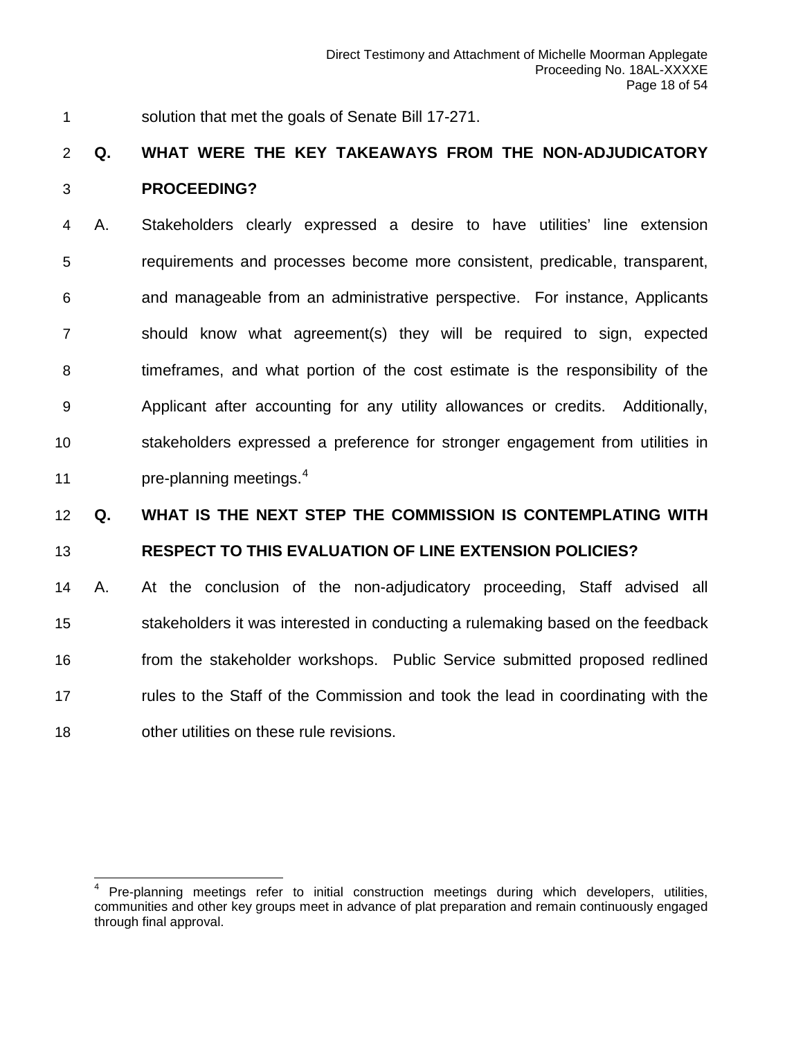solution that met the goals of Senate Bill 17-271.

**Q. WHAT WERE THE KEY TAKEAWAYS FROM THE NON-ADJUDICATORY PROCEEDING?**

A. Stakeholders clearly expressed a desire to have utilities' line extension requirements and processes become more consistent, predicable, transparent, and manageable from an administrative perspective. For instance, Applicants should know what agreement(s) they will be required to sign, expected timeframes, and what portion of the cost estimate is the responsibility of the Applicant after accounting for any utility allowances or credits. Additionally, stakeholders expressed a preference for stronger engagement from utilities in pre-planning meetings.[4]

**Q. WHAT IS THE NEXT STEP THE COMMISSION IS CONTEMPLATING WITH RESPECT TO THIS EVALUATION OF LINE EXTENSION POLICIES?**

A. At the conclusion of the non-adjudicatory proceeding, Staff advised all stakeholders it was interested in conducting a rulemaking based on the feedback from the stakeholder workshops. Public Service submitted proposed redlined rules to the Staff of the Commission and took the lead in coordinating with the other utilities on these rule revisions.

---

[4] Pre-planning meetings refer to initial construction meetings during which developers, utilities, communities and other key groups meet in advance of plat preparation and remain continuously engaged through final approval.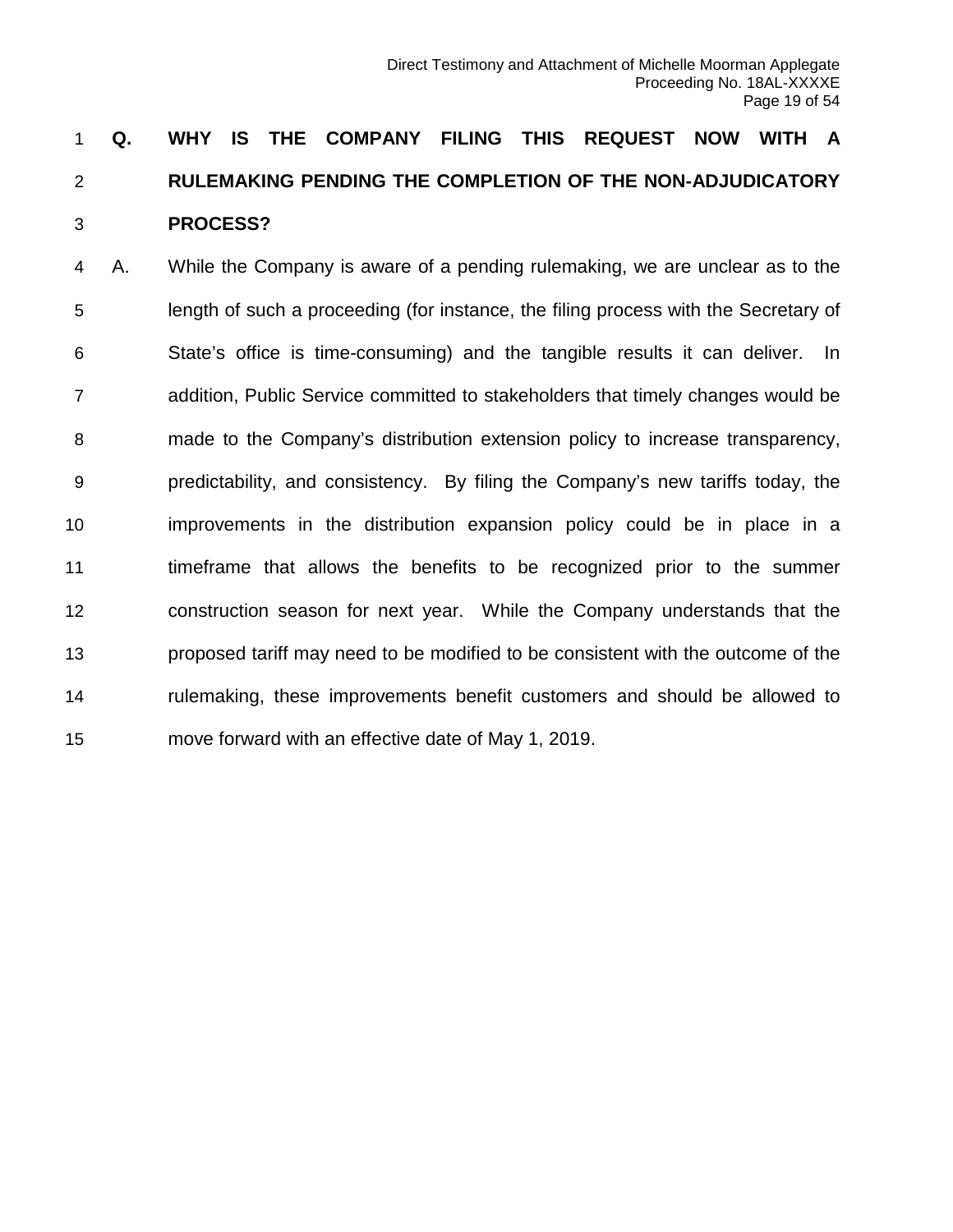**Q. WHY IS THE COMPANY FILING THIS REQUEST NOW WITH A RULEMAKING PENDING THE COMPLETION OF THE NON-ADJUDICATORY PROCESS?**

A. While the Company is aware of a pending rulemaking, we are unclear as to the length of such a proceeding (for instance, the filing process with the Secretary of State's office is time-consuming) and the tangible results it can deliver. In addition, Public Service committed to stakeholders that timely changes would be made to the Company's distribution extension policy to increase transparency, predictability, and consistency. By filing the Company's new tariffs today, the improvements in the distribution expansion policy could be in place in a timeframe that allows the benefits to be recognized prior to the summer construction season for next year. While the Company understands that the proposed tariff may need to be modified to be consistent with the outcome of the rulemaking, these improvements benefit customers and should be allowed to move forward with an effective date of May 1, 2019.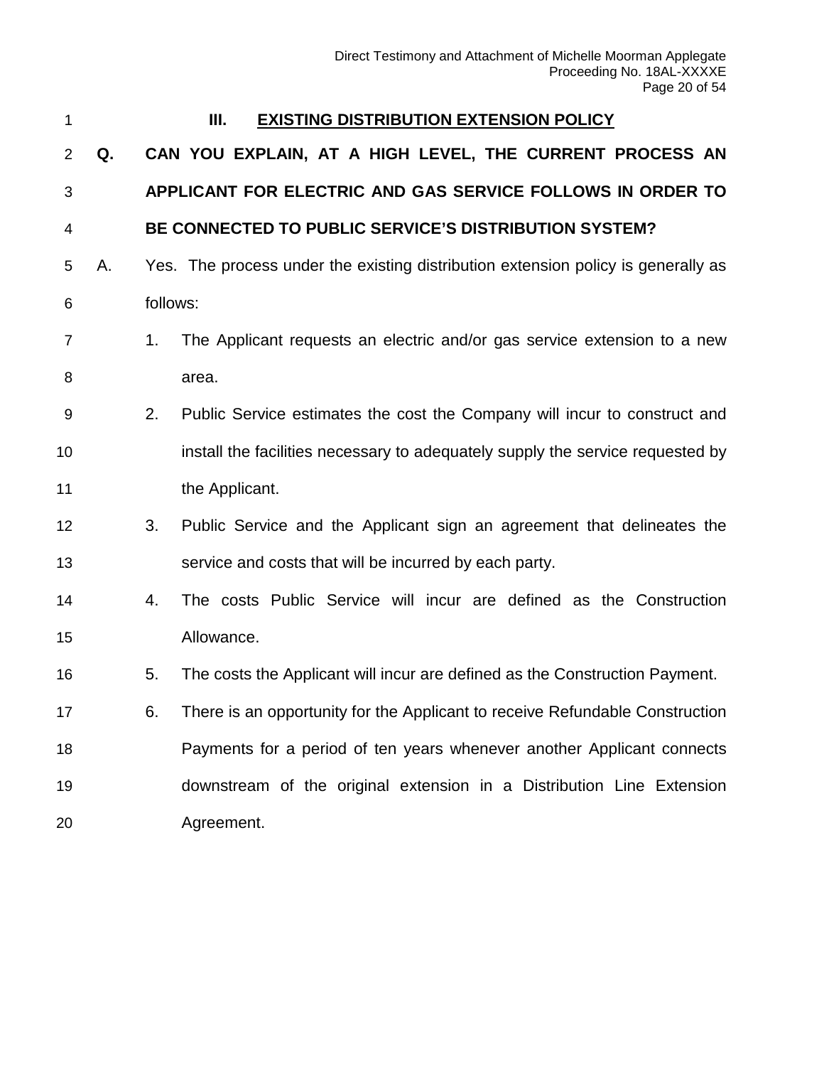## III. EXISTING DISTRIBUTION EXTENSION POLICY

**Q. CAN YOU EXPLAIN, AT A HIGH LEVEL, THE CURRENT PROCESS AN APPLICANT FOR ELECTRIC AND GAS SERVICE FOLLOWS IN ORDER TO BE CONNECTED TO PUBLIC SERVICE'S DISTRIBUTION SYSTEM?**

A. Yes. The process under the existing distribution extension policy is generally as follows:

1. The Applicant requests an electric and/or gas service extension to a new area.
2. Public Service estimates the cost the Company will incur to construct and install the facilities necessary to adequately supply the service requested by the Applicant.
3. Public Service and the Applicant sign an agreement that delineates the service and costs that will be incurred by each party.
4. The costs Public Service will incur are defined as the Construction Allowance.
5. The costs the Applicant will incur are defined as the Construction Payment.
6. There is an opportunity for the Applicant to receive Refundable Construction Payments for a period of ten years whenever another Applicant connects downstream of the original extension in a Distribution Line Extension Agreement.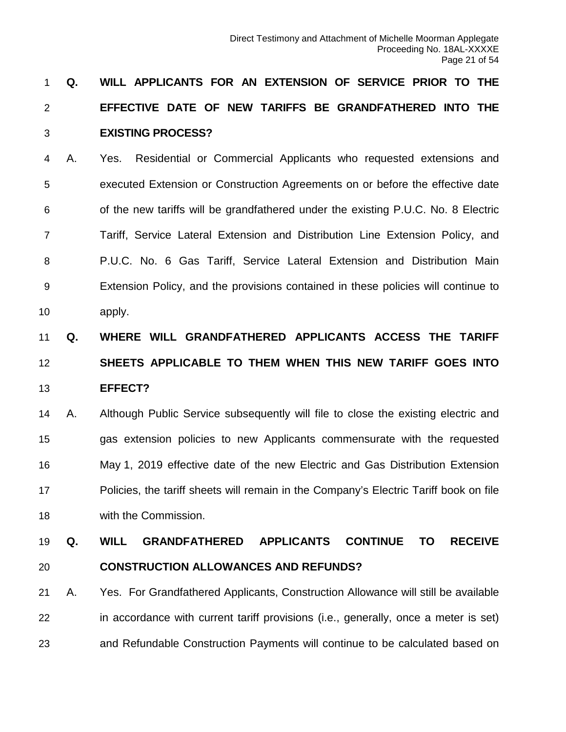**Q. WILL APPLICANTS FOR AN EXTENSION OF SERVICE PRIOR TO THE EFFECTIVE DATE OF NEW TARIFFS BE GRANDFATHERED INTO THE EXISTING PROCESS?**

A. Yes. Residential or Commercial Applicants who requested extensions and executed Extension or Construction Agreements on or before the effective date of the new tariffs will be grandfathered under the existing P.U.C. No. 8 Electric Tariff, Service Lateral Extension and Distribution Line Extension Policy, and P.U.C. No. 6 Gas Tariff, Service Lateral Extension and Distribution Main Extension Policy, and the provisions contained in these policies will continue to apply.

**Q. WHERE WILL GRANDFATHERED APPLICANTS ACCESS THE TARIFF SHEETS APPLICABLE TO THEM WHEN THIS NEW TARIFF GOES INTO EFFECT?**

A. Although Public Service subsequently will file to close the existing electric and gas extension policies to new Applicants commensurate with the requested May 1, 2019 effective date of the new Electric and Gas Distribution Extension Policies, the tariff sheets will remain in the Company's Electric Tariff book on file with the Commission.

**Q. WILL GRANDFATHERED APPLICANTS CONTINUE TO RECEIVE CONSTRUCTION ALLOWANCES AND REFUNDS?**

A. Yes. For Grandfathered Applicants, Construction Allowance will still be available in accordance with current tariff provisions (i.e., generally, once a meter is set) and Refundable Construction Payments will continue to be calculated based on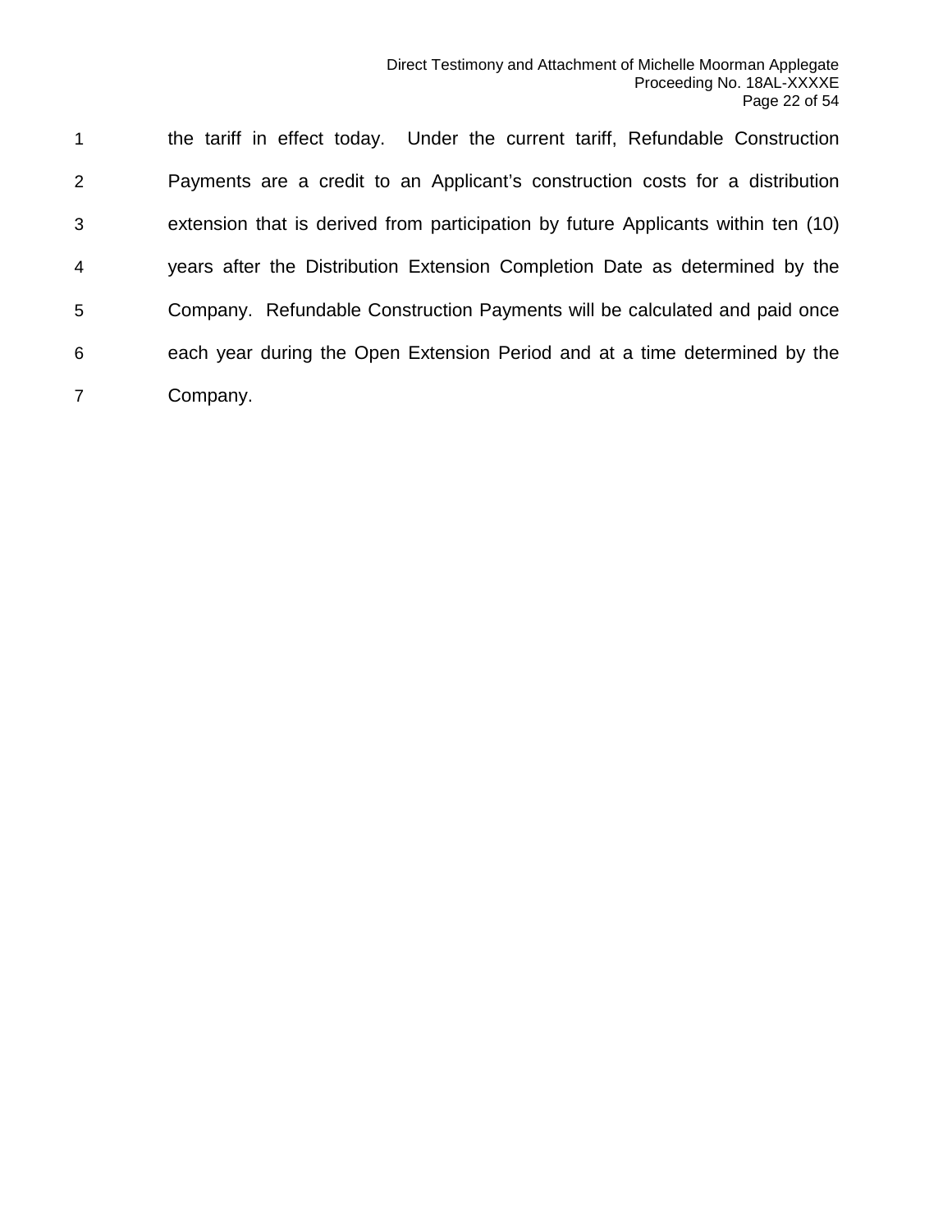the tariff in effect today. Under the current tariff, Refundable Construction Payments are a credit to an Applicant's construction costs for a distribution extension that is derived from participation by future Applicants within ten (10) years after the Distribution Extension Completion Date as determined by the Company. Refundable Construction Payments will be calculated and paid once each year during the Open Extension Period and at a time determined by the Company.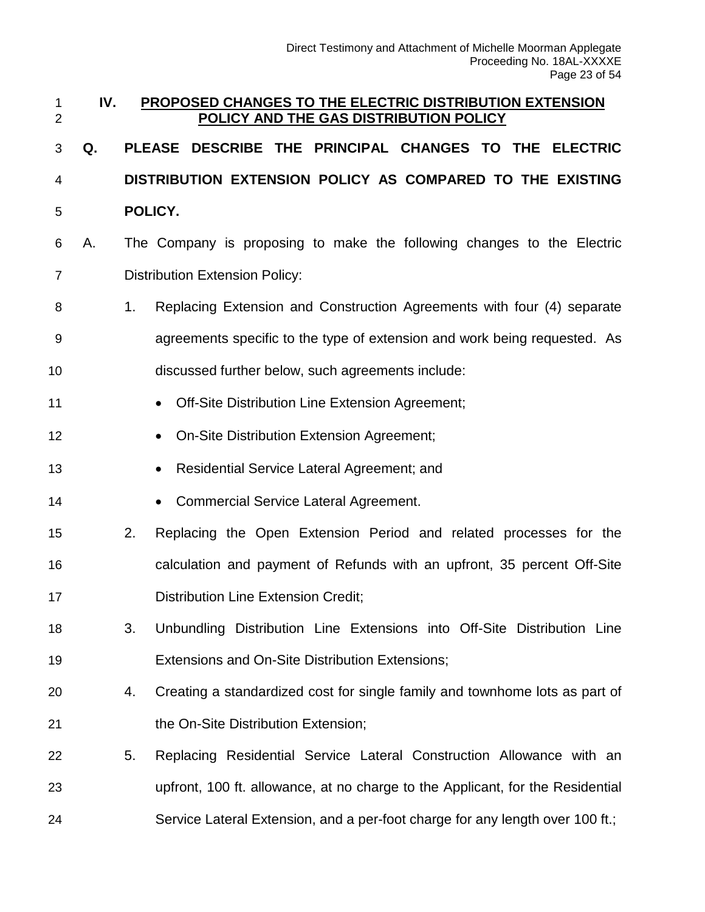## IV. PROPOSED CHANGES TO THE ELECTRIC DISTRIBUTION EXTENSION POLICY AND THE GAS DISTRIBUTION POLICY

**Q. PLEASE DESCRIBE THE PRINCIPAL CHANGES TO THE ELECTRIC DISTRIBUTION EXTENSION POLICY AS COMPARED TO THE EXISTING POLICY.**

A. The Company is proposing to make the following changes to the Electric Distribution Extension Policy:

1. Replacing Extension and Construction Agreements with four (4) separate agreements specific to the type of extension and work being requested. As discussed further below, such agreements include:
   - Off-Site Distribution Line Extension Agreement;
   - On-Site Distribution Extension Agreement;
   - Residential Service Lateral Agreement; and
   - Commercial Service Lateral Agreement.
2. Replacing the Open Extension Period and related processes for the calculation and payment of Refunds with an upfront, 35 percent Off-Site Distribution Line Extension Credit;
3. Unbundling Distribution Line Extensions into Off-Site Distribution Line Extensions and On-Site Distribution Extensions;
4. Creating a standardized cost for single family and townhome lots as part of the On-Site Distribution Extension;
5. Replacing Residential Service Lateral Construction Allowance with an upfront, 100 ft. allowance, at no charge to the Applicant, for the Residential Service Lateral Extension, and a per-foot charge for any length over 100 ft.;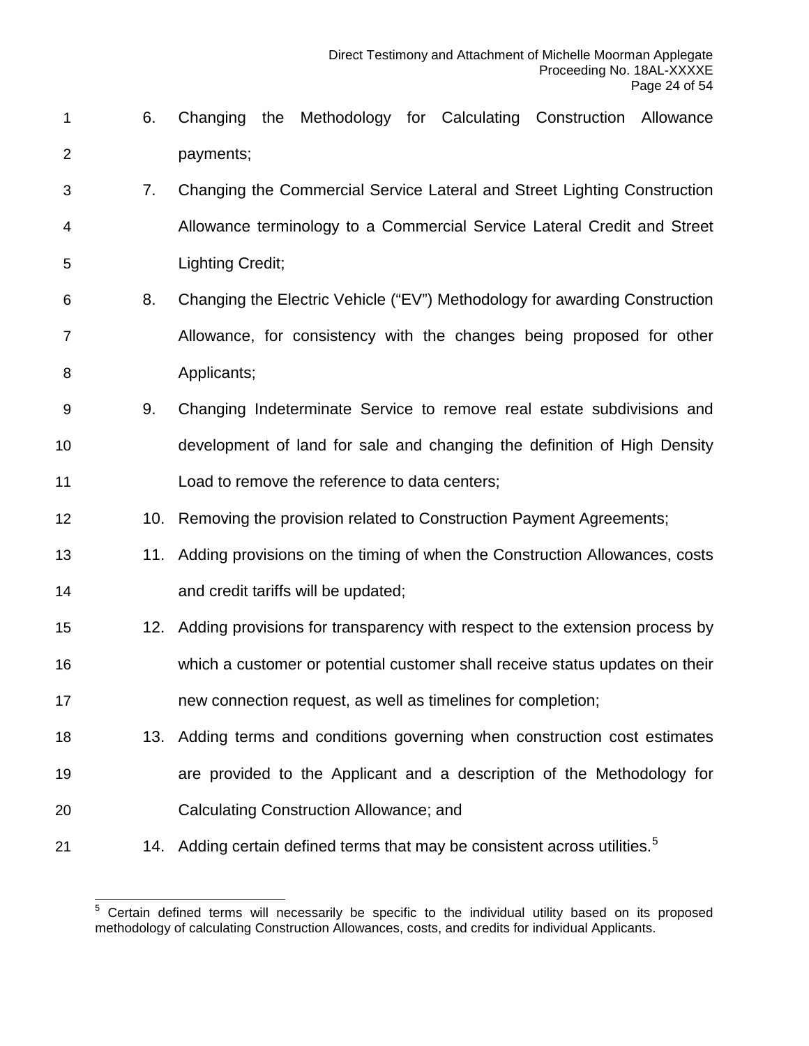6. Changing the Methodology for Calculating Construction Allowance payments;
7. Changing the Commercial Service Lateral and Street Lighting Construction Allowance terminology to a Commercial Service Lateral Credit and Street Lighting Credit;
8. Changing the Electric Vehicle ("EV") Methodology for awarding Construction Allowance, for consistency with the changes being proposed for other Applicants;
9. Changing Indeterminate Service to remove real estate subdivisions and development of land for sale and changing the definition of High Density Load to remove the reference to data centers;
10. Removing the provision related to Construction Payment Agreements;
11. Adding provisions on the timing of when the Construction Allowances, costs and credit tariffs will be updated;
12. Adding provisions for transparency with respect to the extension process by which a customer or potential customer shall receive status updates on their new connection request, as well as timelines for completion;
13. Adding terms and conditions governing when construction cost estimates are provided to the Applicant and a description of the Methodology for Calculating Construction Allowance; and
14. Adding certain defined terms that may be consistent across utilities.[5]

[5] Certain defined terms will necessarily be specific to the individual utility based on its proposed methodology of calculating Construction Allowances, costs, and credits for individual Applicants.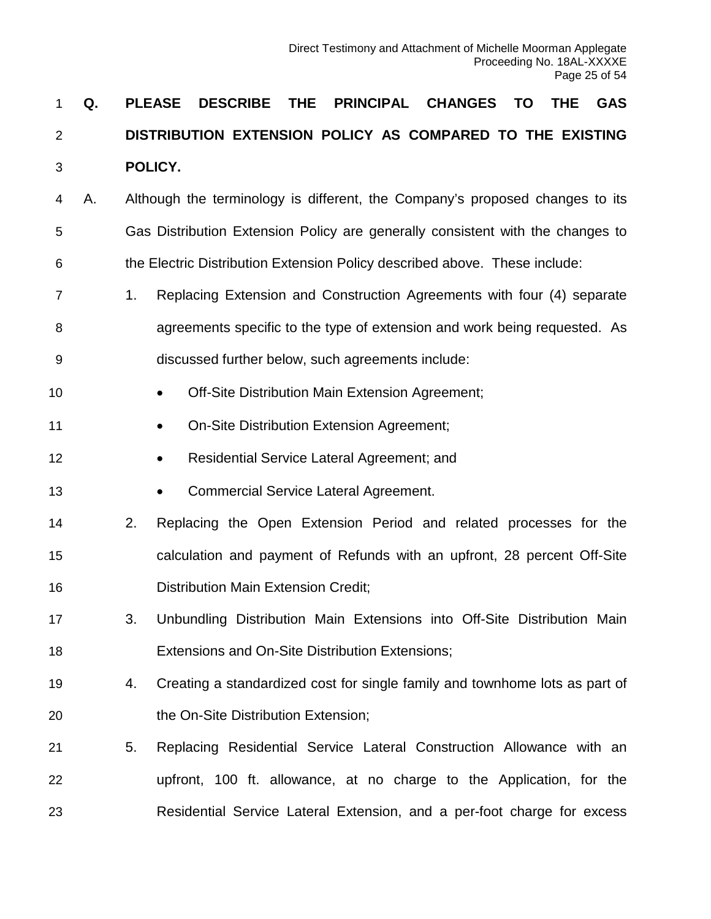**Q. PLEASE DESCRIBE THE PRINCIPAL CHANGES TO THE GAS DISTRIBUTION EXTENSION POLICY AS COMPARED TO THE EXISTING POLICY.**

A. Although the terminology is different, the Company's proposed changes to its Gas Distribution Extension Policy are generally consistent with the changes to the Electric Distribution Extension Policy described above. These include:

1. Replacing Extension and Construction Agreements with four (4) separate agreements specific to the type of extension and work being requested. As discussed further below, such agreements include:
   - Off-Site Distribution Main Extension Agreement;
   - On-Site Distribution Extension Agreement;
   - Residential Service Lateral Agreement; and
   - Commercial Service Lateral Agreement.
2. Replacing the Open Extension Period and related processes for the calculation and payment of Refunds with an upfront, 28 percent Off-Site Distribution Main Extension Credit;
3. Unbundling Distribution Main Extensions into Off-Site Distribution Main Extensions and On-Site Distribution Extensions;
4. Creating a standardized cost for single family and townhome lots as part of the On-Site Distribution Extension;
5. Replacing Residential Service Lateral Construction Allowance with an upfront, 100 ft. allowance, at no charge to the Application, for the Residential Service Lateral Extension, and a per-foot charge for excess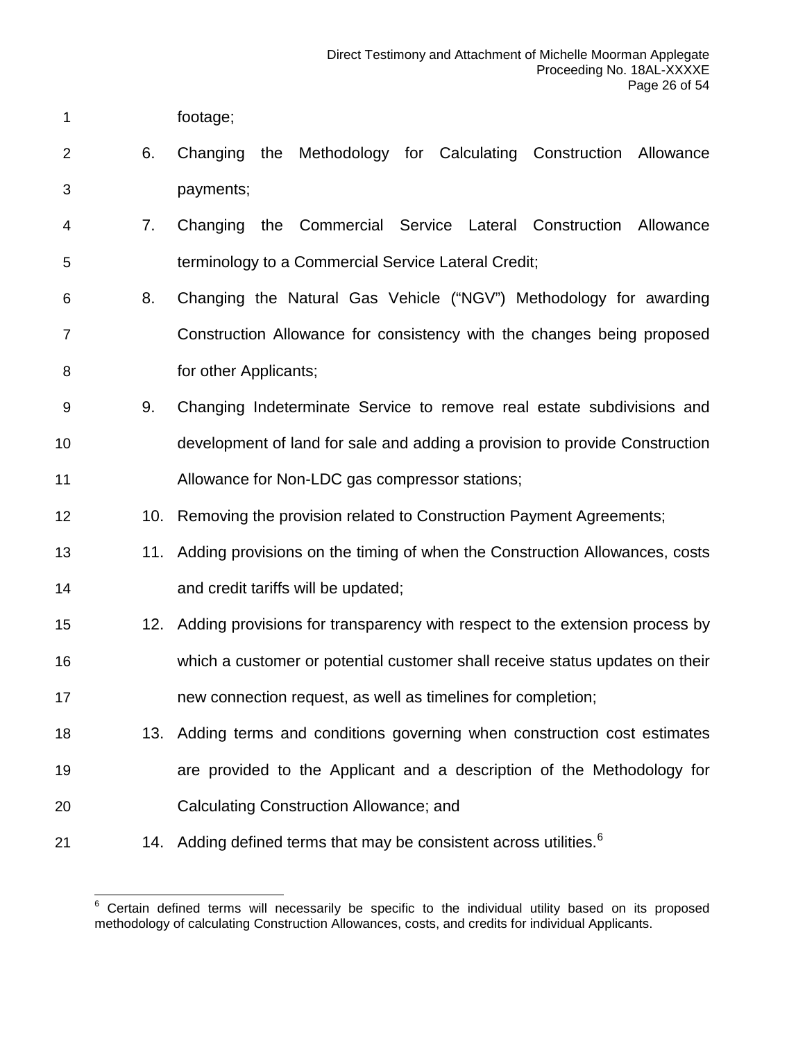footage;

6. Changing the Methodology for Calculating Construction Allowance payments;
7. Changing the Commercial Service Lateral Construction Allowance terminology to a Commercial Service Lateral Credit;
8. Changing the Natural Gas Vehicle ("NGV") Methodology for awarding Construction Allowance for consistency with the changes being proposed for other Applicants;
9. Changing Indeterminate Service to remove real estate subdivisions and development of land for sale and adding a provision to provide Construction Allowance for Non-LDC gas compressor stations;
10. Removing the provision related to Construction Payment Agreements;
11. Adding provisions on the timing of when the Construction Allowances, costs and credit tariffs will be updated;
12. Adding provisions for transparency with respect to the extension process by which a customer or potential customer shall receive status updates on their new connection request, as well as timelines for completion;
13. Adding terms and conditions governing when construction cost estimates are provided to the Applicant and a description of the Methodology for Calculating Construction Allowance; and
14. Adding defined terms that may be consistent across utilities.[6]

[6] Certain defined terms will necessarily be specific to the individual utility based on its proposed methodology of calculating Construction Allowances, costs, and credits for individual Applicants.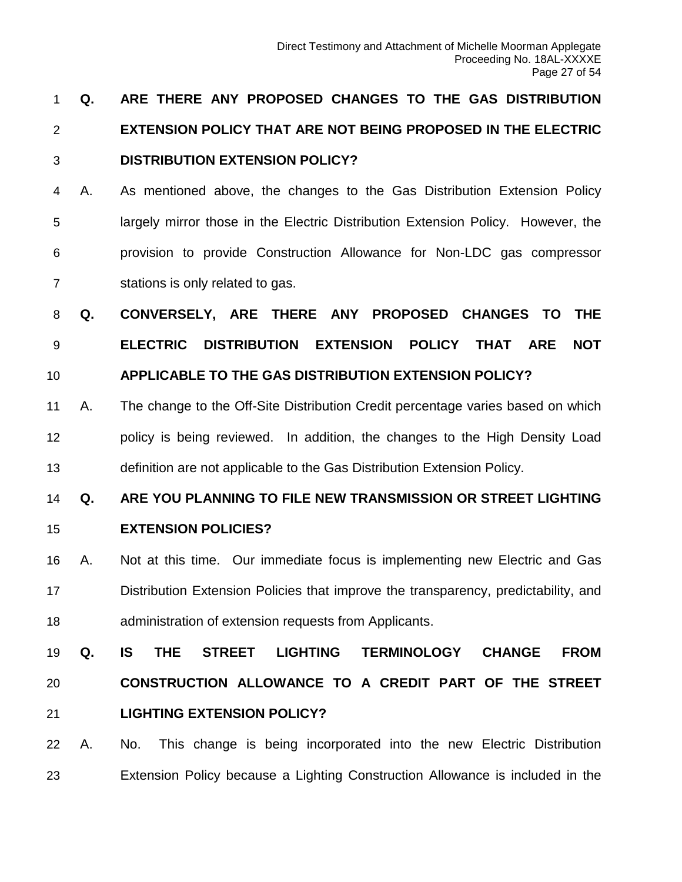**Q. ARE THERE ANY PROPOSED CHANGES TO THE GAS DISTRIBUTION EXTENSION POLICY THAT ARE NOT BEING PROPOSED IN THE ELECTRIC DISTRIBUTION EXTENSION POLICY?**

A. As mentioned above, the changes to the Gas Distribution Extension Policy largely mirror those in the Electric Distribution Extension Policy. However, the provision to provide Construction Allowance for Non-LDC gas compressor stations is only related to gas.

**Q. CONVERSELY, ARE THERE ANY PROPOSED CHANGES TO THE ELECTRIC DISTRIBUTION EXTENSION POLICY THAT ARE NOT APPLICABLE TO THE GAS DISTRIBUTION EXTENSION POLICY?**

A. The change to the Off-Site Distribution Credit percentage varies based on which policy is being reviewed. In addition, the changes to the High Density Load definition are not applicable to the Gas Distribution Extension Policy.

**Q. ARE YOU PLANNING TO FILE NEW TRANSMISSION OR STREET LIGHTING EXTENSION POLICIES?**

A. Not at this time. Our immediate focus is implementing new Electric and Gas Distribution Extension Policies that improve the transparency, predictability, and administration of extension requests from Applicants.

**Q. IS THE STREET LIGHTING TERMINOLOGY CHANGE FROM CONSTRUCTION ALLOWANCE TO A CREDIT PART OF THE STREET LIGHTING EXTENSION POLICY?**

A. No. This change is being incorporated into the new Electric Distribution Extension Policy because a Lighting Construction Allowance is included in the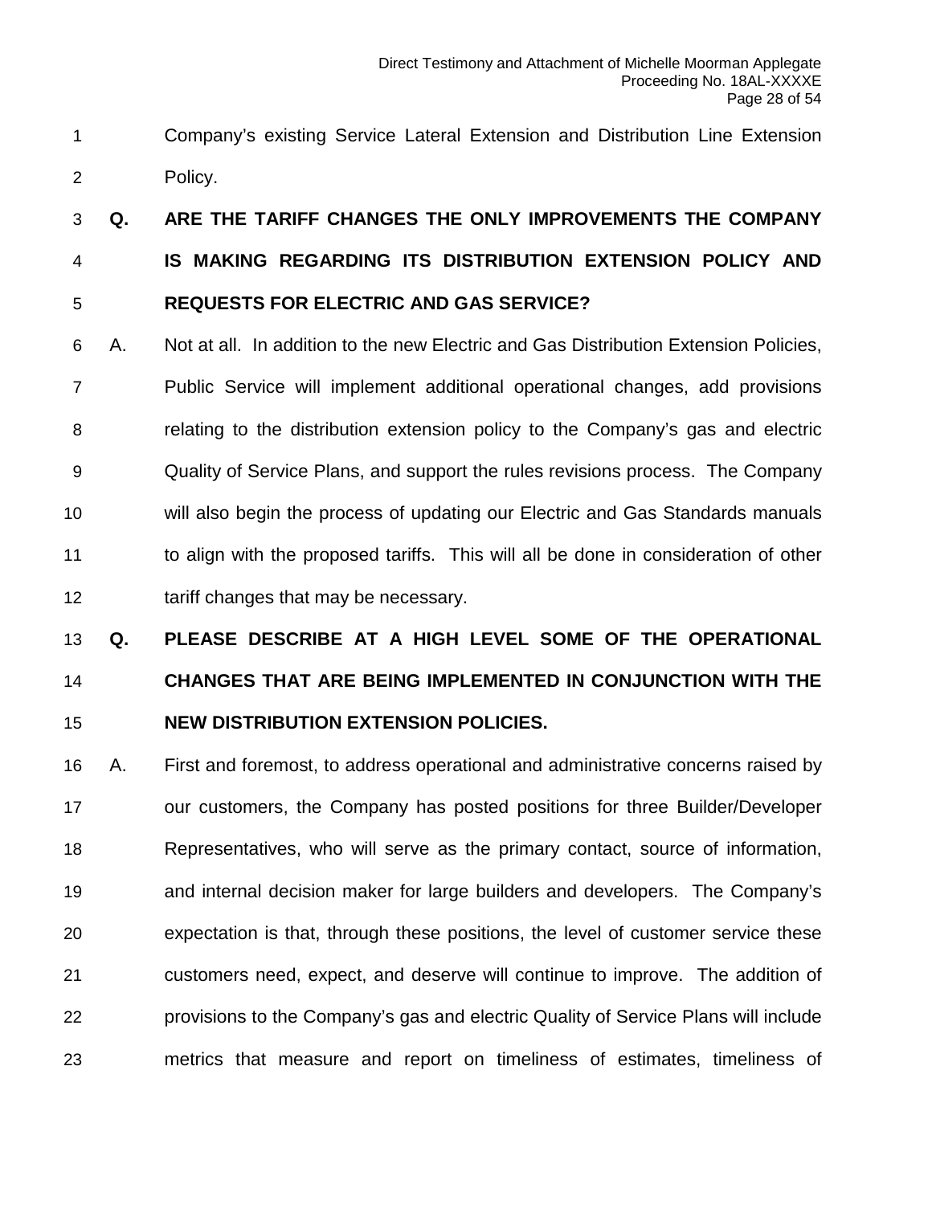Company's existing Service Lateral Extension and Distribution Line Extension Policy.

**Q. ARE THE TARIFF CHANGES THE ONLY IMPROVEMENTS THE COMPANY IS MAKING REGARDING ITS DISTRIBUTION EXTENSION POLICY AND REQUESTS FOR ELECTRIC AND GAS SERVICE?**

A. Not at all. In addition to the new Electric and Gas Distribution Extension Policies, Public Service will implement additional operational changes, add provisions relating to the distribution extension policy to the Company's gas and electric Quality of Service Plans, and support the rules revisions process. The Company will also begin the process of updating our Electric and Gas Standards manuals to align with the proposed tariffs. This will all be done in consideration of other tariff changes that may be necessary.

**Q. PLEASE DESCRIBE AT A HIGH LEVEL SOME OF THE OPERATIONAL CHANGES THAT ARE BEING IMPLEMENTED IN CONJUNCTION WITH THE NEW DISTRIBUTION EXTENSION POLICIES.**

A. First and foremost, to address operational and administrative concerns raised by our customers, the Company has posted positions for three Builder/Developer Representatives, who will serve as the primary contact, source of information, and internal decision maker for large builders and developers. The Company's expectation is that, through these positions, the level of customer service these customers need, expect, and deserve will continue to improve. The addition of provisions to the Company's gas and electric Quality of Service Plans will include metrics that measure and report on timeliness of estimates, timeliness of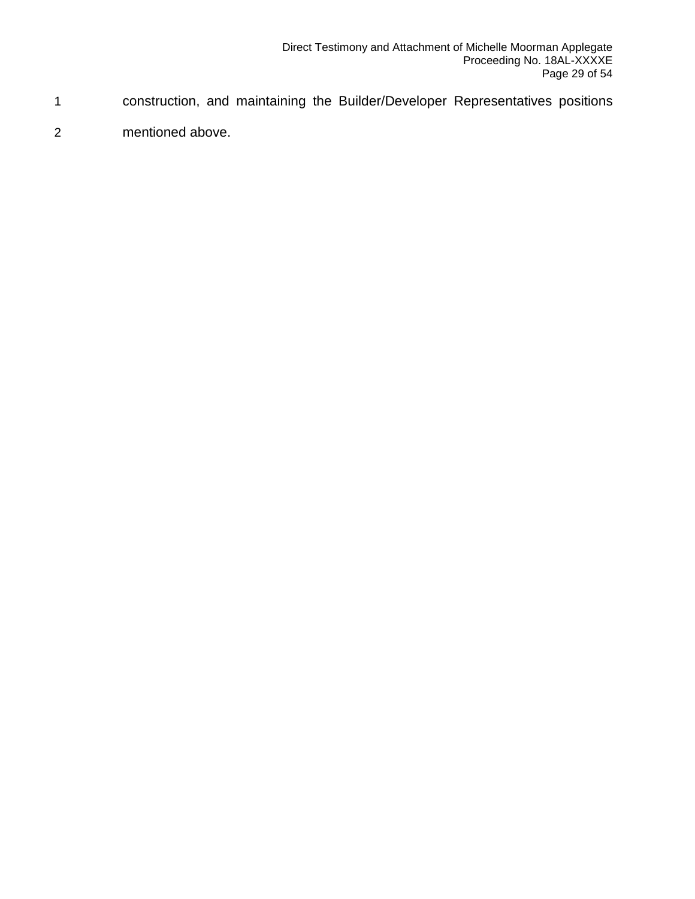construction, and maintaining the Builder/Developer Representatives positions mentioned above.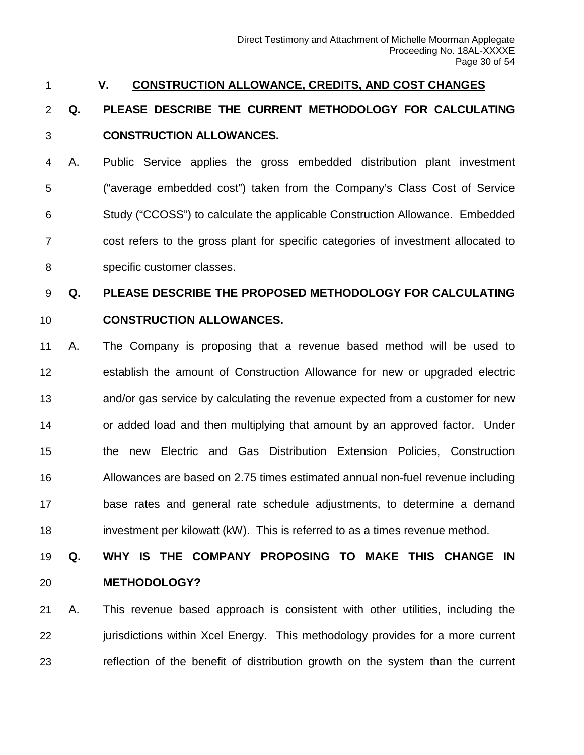## V. CONSTRUCTION ALLOWANCE, CREDITS, AND COST CHANGES

**Q. PLEASE DESCRIBE THE CURRENT METHODOLOGY FOR CALCULATING CONSTRUCTION ALLOWANCES.**

A. Public Service applies the gross embedded distribution plant investment ("average embedded cost") taken from the Company's Class Cost of Service Study ("CCOSS") to calculate the applicable Construction Allowance. Embedded cost refers to the gross plant for specific categories of investment allocated to specific customer classes.

**Q. PLEASE DESCRIBE THE PROPOSED METHODOLOGY FOR CALCULATING CONSTRUCTION ALLOWANCES.**

A. The Company is proposing that a revenue based method will be used to establish the amount of Construction Allowance for new or upgraded electric and/or gas service by calculating the revenue expected from a customer for new or added load and then multiplying that amount by an approved factor. Under the new Electric and Gas Distribution Extension Policies, Construction Allowances are based on 2.75 times estimated annual non-fuel revenue including base rates and general rate schedule adjustments, to determine a demand investment per kilowatt (kW). This is referred to as a times revenue method.

**Q. WHY IS THE COMPANY PROPOSING TO MAKE THIS CHANGE IN METHODOLOGY?**

A. This revenue based approach is consistent with other utilities, including the jurisdictions within Xcel Energy. This methodology provides for a more current reflection of the benefit of distribution growth on the system than the current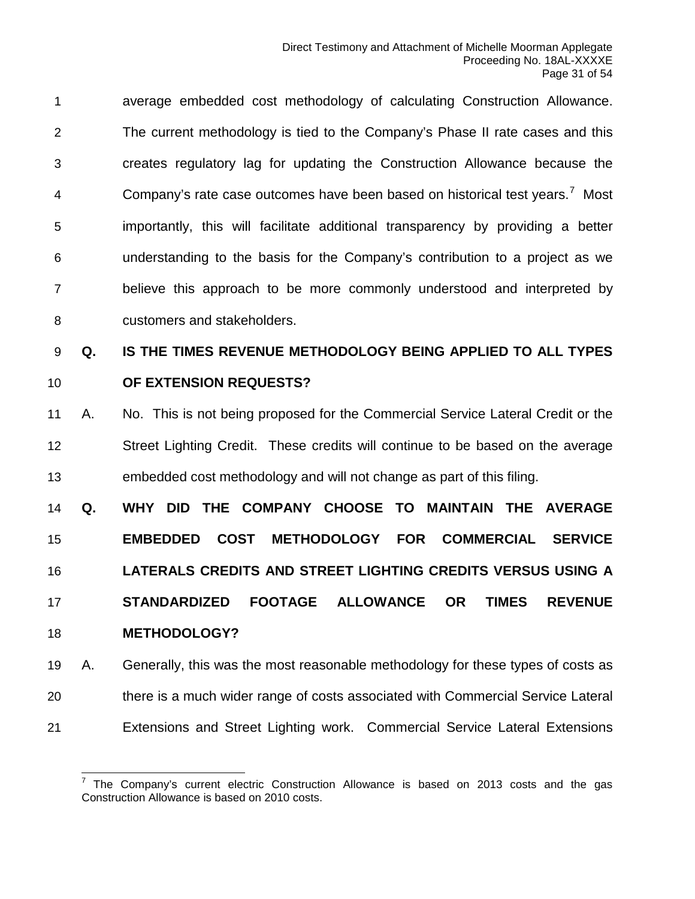average embedded cost methodology of calculating Construction Allowance. The current methodology is tied to the Company's Phase II rate cases and this creates regulatory lag for updating the Construction Allowance because the Company's rate case outcomes have been based on historical test years.[7] Most importantly, this will facilitate additional transparency by providing a better understanding to the basis for the Company's contribution to a project as we believe this approach to be more commonly understood and interpreted by customers and stakeholders.

**Q. IS THE TIMES REVENUE METHODOLOGY BEING APPLIED TO ALL TYPES OF EXTENSION REQUESTS?**

A. No. This is not being proposed for the Commercial Service Lateral Credit or the Street Lighting Credit. These credits will continue to be based on the average embedded cost methodology and will not change as part of this filing.

**Q. WHY DID THE COMPANY CHOOSE TO MAINTAIN THE AVERAGE EMBEDDED COST METHODOLOGY FOR COMMERCIAL SERVICE LATERALS CREDITS AND STREET LIGHTING CREDITS VERSUS USING A STANDARDIZED FOOTAGE ALLOWANCE OR TIMES REVENUE METHODOLOGY?**

A. Generally, this was the most reasonable methodology for these types of costs as there is a much wider range of costs associated with Commercial Service Lateral Extensions and Street Lighting work. Commercial Service Lateral Extensions

---

[7] The Company's current electric Construction Allowance is based on 2013 costs and the gas Construction Allowance is based on 2010 costs.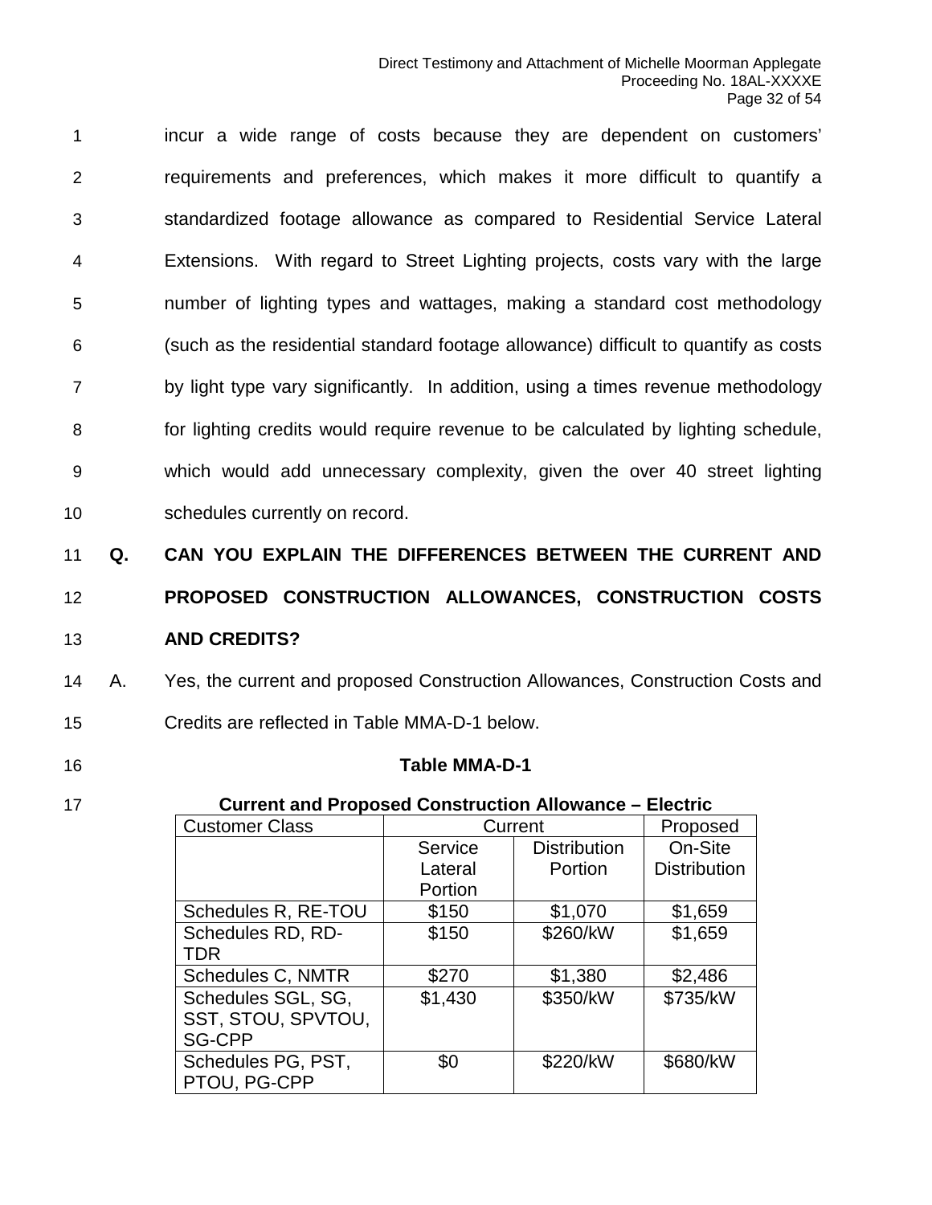incur a wide range of costs because they are dependent on customers' requirements and preferences, which makes it more difficult to quantify a standardized footage allowance as compared to Residential Service Lateral Extensions. With regard to Street Lighting projects, costs vary with the large number of lighting types and wattages, making a standard cost methodology (such as the residential standard footage allowance) difficult to quantify as costs by light type vary significantly. In addition, using a times revenue methodology for lighting credits would require revenue to be calculated by lighting schedule, which would add unnecessary complexity, given the over 40 street lighting schedules currently on record.

**Q. CAN YOU EXPLAIN THE DIFFERENCES BETWEEN THE CURRENT AND PROPOSED CONSTRUCTION ALLOWANCES, CONSTRUCTION COSTS AND CREDITS?**

A. Yes, the current and proposed Construction Allowances, Construction Costs and Credits are reflected in Table MMA-D-1 below.

**Table MMA-D-1**

**Current and Proposed Construction Allowance – Electric**

| Customer Class | Current | | Proposed |
|---|---|---|---|
| | Service Lateral Portion | Distribution Portion | On-Site Distribution |
| Schedules R, RE-TOU | $150 | $1,070 | $1,659 |
| Schedules RD, RD-TDR | $150 | $260/kW | $1,659 |
| Schedules C, NMTR | $270 | $1,380 | $2,486 |
| Schedules SGL, SG, SST, STOU, SPVTOU, SG-CPP | $1,430 | $350/kW | $735/kW |
| Schedules PG, PST, PTOU, PG-CPP | $0 | $220/kW | $680/kW |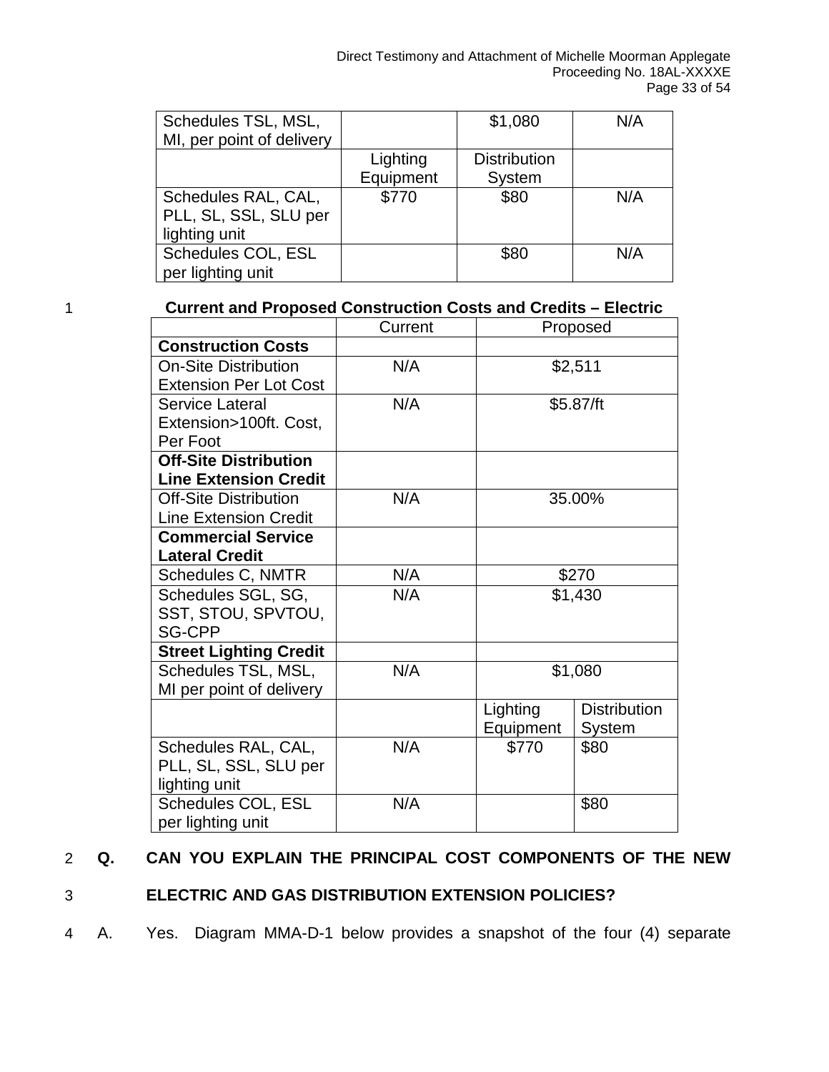| Schedules TSL, MSL, MI, per point of delivery | | $1,080 | N/A |
|---|---|---|---|
| | Lighting Equipment | Distribution System | |
| Schedules RAL, CAL, PLL, SL, SSL, SLU per lighting unit | $770 | $80 | N/A |
| Schedules COL, ESL per lighting unit | | $80 | N/A |

**Current and Proposed Construction Costs and Credits – Electric**

| | Current | Proposed | |
|---|---|---|---|
| **Construction Costs** | | | |
| On-Site Distribution Extension Per Lot Cost | N/A | $2,511 | |
| Service Lateral Extension>100ft. Cost, Per Foot | N/A | $5.87/ft | |
| **Off-Site Distribution Line Extension Credit** | | | |
| Off-Site Distribution Line Extension Credit | N/A | 35.00% | |
| **Commercial Service Lateral Credit** | | | |
| Schedules C, NMTR | N/A | $270 | |
| Schedules SGL, SG, SST, STOU, SPVTOU, SG-CPP | N/A | $1,430 | |
| **Street Lighting Credit** | | | |
| Schedules TSL, MSL, MI per point of delivery | N/A | $1,080 | |
| | | Lighting Equipment | Distribution System |
| Schedules RAL, CAL, PLL, SL, SSL, SLU per lighting unit | N/A | $770 | $80 |
| Schedules COL, ESL per lighting unit | N/A | | $80 |

**Q. CAN YOU EXPLAIN THE PRINCIPAL COST COMPONENTS OF THE NEW ELECTRIC AND GAS DISTRIBUTION EXTENSION POLICIES?**

A. Yes. Diagram MMA-D-1 below provides a snapshot of the four (4) separate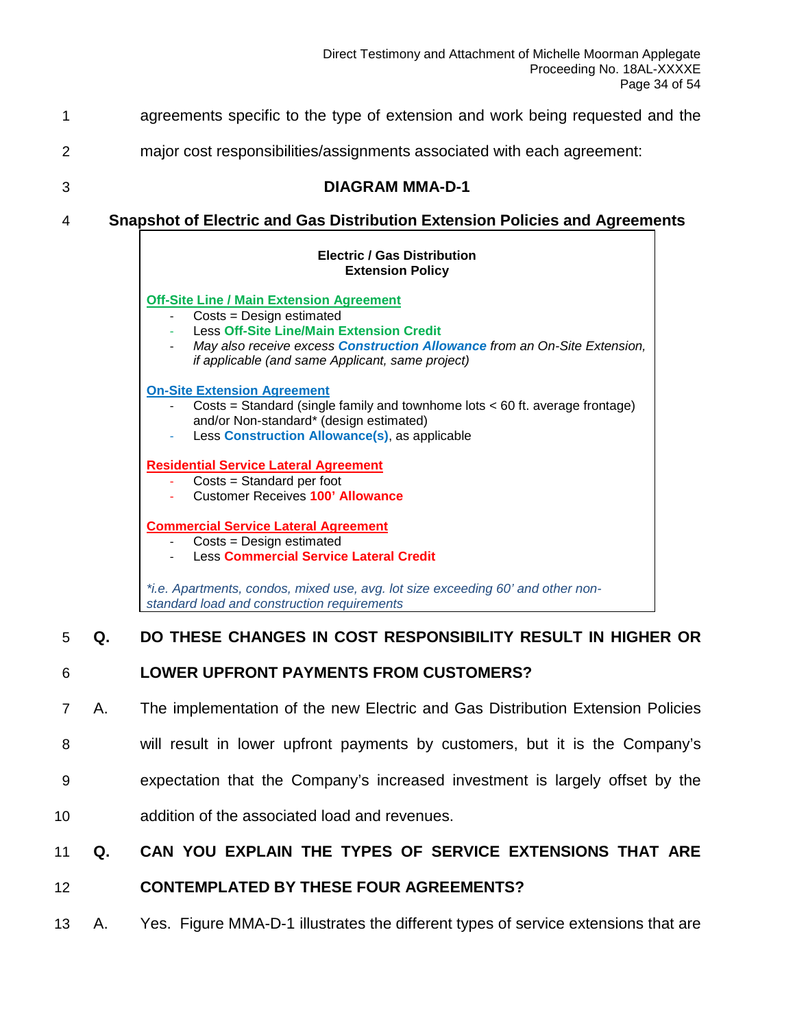agreements specific to the type of extension and work being requested and the major cost responsibilities/assignments associated with each agreement:

**DIAGRAM MMA-D-1**

**Snapshot of Electric and Gas Distribution Extension Policies and Agreements**

**Electric / Gas Distribution Extension Policy**

**Off-Site Line / Main Extension Agreement**

- Costs = Design estimated
- Less **Off-Site Line/Main Extension Credit**
- *May also receive excess **Construction Allowance** from an On-Site Extension, if applicable (and same Applicant, same project)*

**On-Site Extension Agreement**

- Costs = Standard (single family and townhome lots < 60 ft. average frontage) and/or Non-standard* (design estimated)
- Less **Construction Allowance(s)**, as applicable

**Residential Service Lateral Agreement**

- Costs = Standard per foot
- Customer Receives **100' Allowance**

**Commercial Service Lateral Agreement**

- Costs = Design estimated
- Less **Commercial Service Lateral Credit**

*\*i.e. Apartments, condos, mixed use, avg. lot size exceeding 60' and other non-standard load and construction requirements*

**Q. DO THESE CHANGES IN COST RESPONSIBILITY RESULT IN HIGHER OR LOWER UPFRONT PAYMENTS FROM CUSTOMERS?**

A. The implementation of the new Electric and Gas Distribution Extension Policies will result in lower upfront payments by customers, but it is the Company's expectation that the Company's increased investment is largely offset by the addition of the associated load and revenues.

**Q. CAN YOU EXPLAIN THE TYPES OF SERVICE EXTENSIONS THAT ARE CONTEMPLATED BY THESE FOUR AGREEMENTS?**

A. Yes. Figure MMA-D-1 illustrates the different types of service extensions that are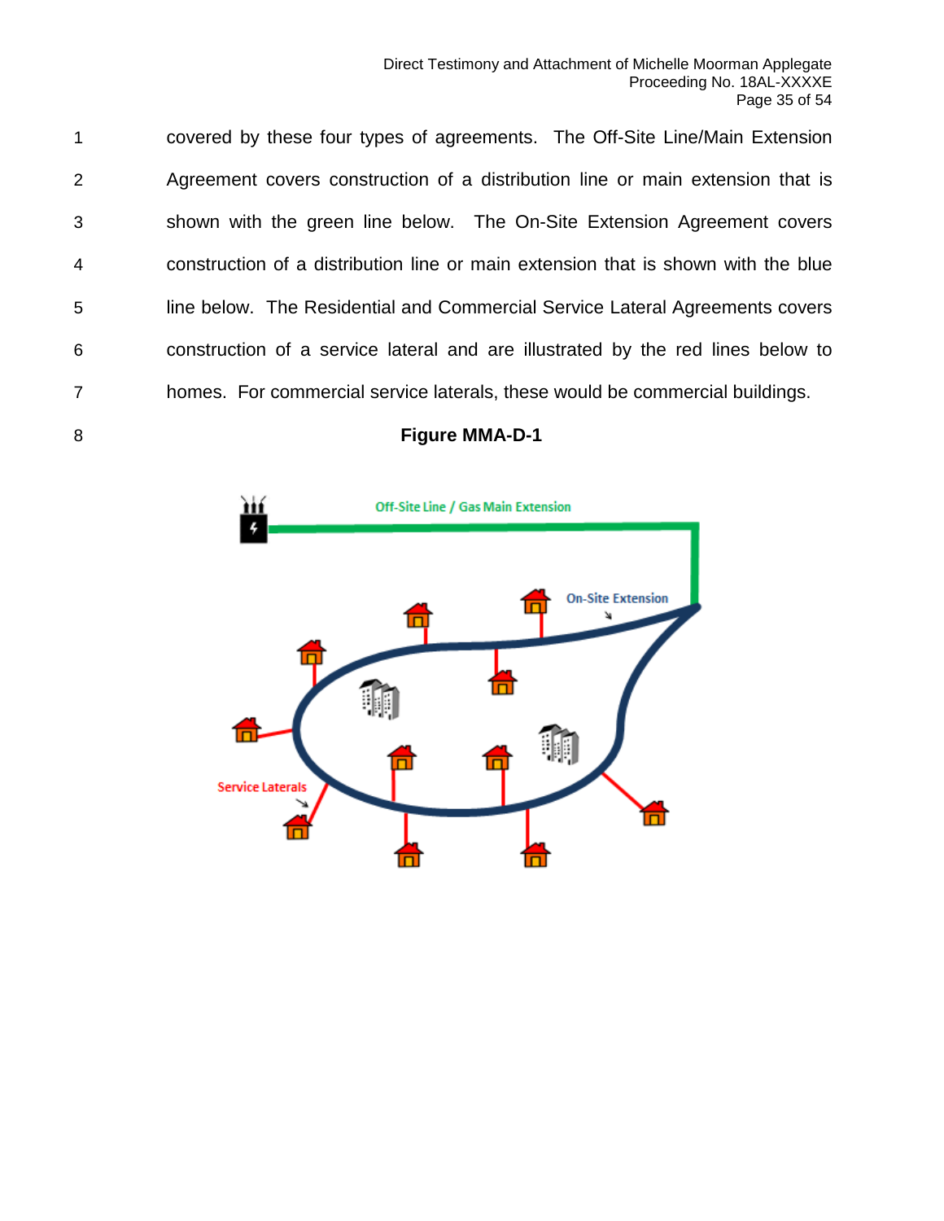covered by these four types of agreements. The Off-Site Line/Main Extension Agreement covers construction of a distribution line or main extension that is shown with the green line below. The On-Site Extension Agreement covers construction of a distribution line or main extension that is shown with the blue line below. The Residential and Commercial Service Lateral Agreements covers construction of a service lateral and are illustrated by the red lines below to homes. For commercial service laterals, these would be commercial buildings.

**Figure MMA-D-1**

Off-Site Line / Gas Main Extension

On-Site Extension

Service Laterals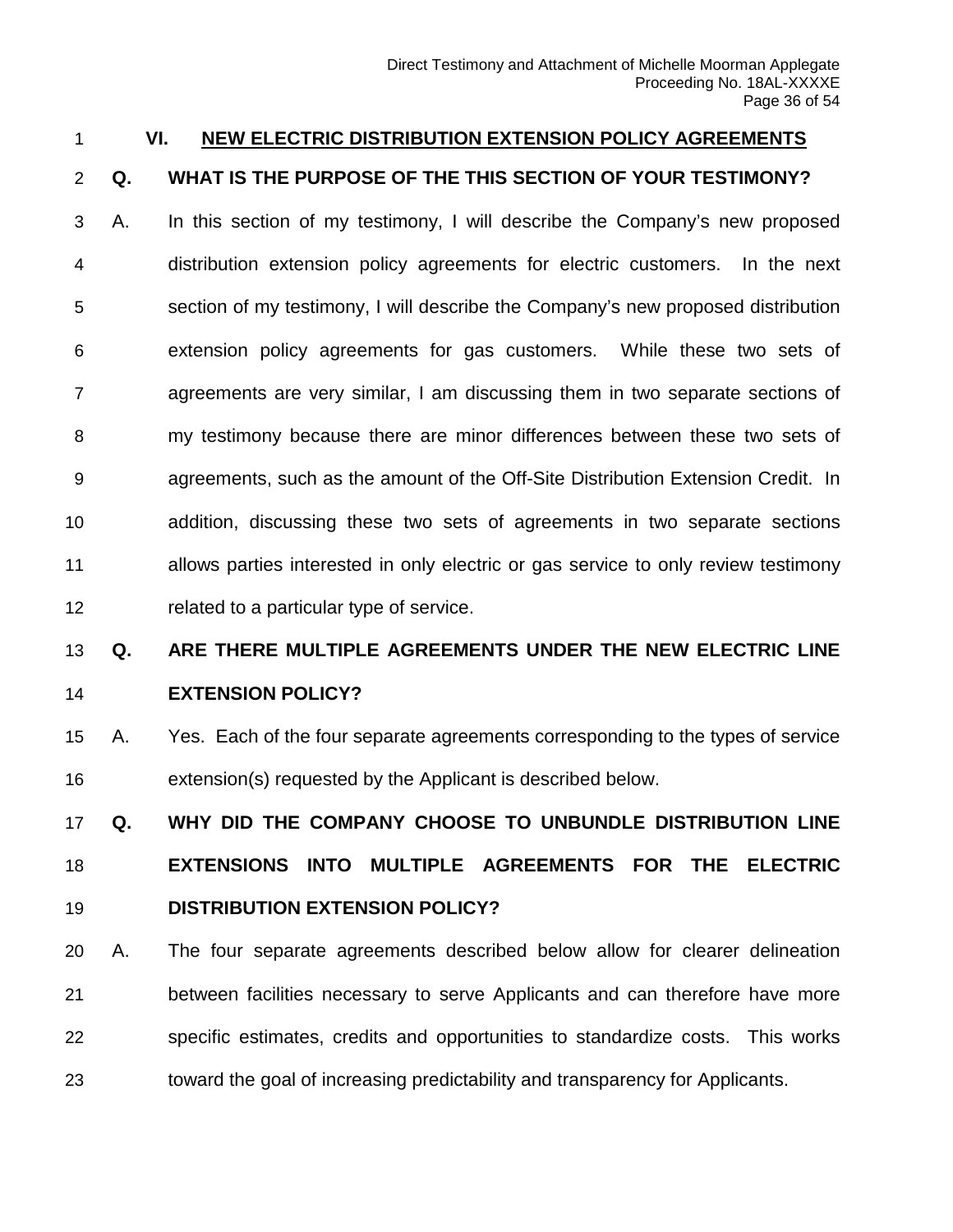## VI. NEW ELECTRIC DISTRIBUTION EXTENSION POLICY AGREEMENTS

**Q. WHAT IS THE PURPOSE OF THE THIS SECTION OF YOUR TESTIMONY?**

A. In this section of my testimony, I will describe the Company's new proposed distribution extension policy agreements for electric customers. In the next section of my testimony, I will describe the Company's new proposed distribution extension policy agreements for gas customers. While these two sets of agreements are very similar, I am discussing them in two separate sections of my testimony because there are minor differences between these two sets of agreements, such as the amount of the Off-Site Distribution Extension Credit. In addition, discussing these two sets of agreements in two separate sections allows parties interested in only electric or gas service to only review testimony related to a particular type of service.

**Q. ARE THERE MULTIPLE AGREEMENTS UNDER THE NEW ELECTRIC LINE EXTENSION POLICY?**

A. Yes. Each of the four separate agreements corresponding to the types of service extension(s) requested by the Applicant is described below.

**Q. WHY DID THE COMPANY CHOOSE TO UNBUNDLE DISTRIBUTION LINE EXTENSIONS INTO MULTIPLE AGREEMENTS FOR THE ELECTRIC DISTRIBUTION EXTENSION POLICY?**

A. The four separate agreements described below allow for clearer delineation between facilities necessary to serve Applicants and can therefore have more specific estimates, credits and opportunities to standardize costs. This works toward the goal of increasing predictability and transparency for Applicants.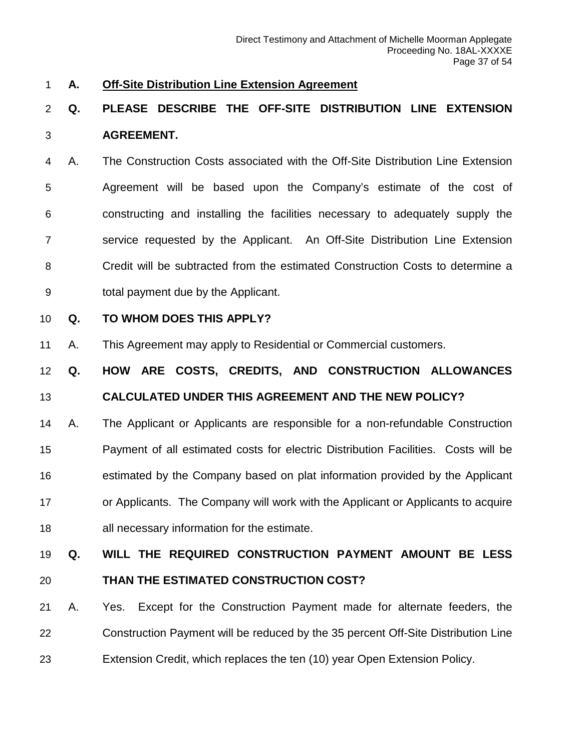## A. Off-Site Distribution Line Extension Agreement

**Q. PLEASE DESCRIBE THE OFF-SITE DISTRIBUTION LINE EXTENSION AGREEMENT.**

A. The Construction Costs associated with the Off-Site Distribution Line Extension Agreement will be based upon the Company's estimate of the cost of constructing and installing the facilities necessary to adequately supply the service requested by the Applicant. An Off-Site Distribution Line Extension Credit will be subtracted from the estimated Construction Costs to determine a total payment due by the Applicant.

**Q. TO WHOM DOES THIS APPLY?**

A. This Agreement may apply to Residential or Commercial customers.

**Q. HOW ARE COSTS, CREDITS, AND CONSTRUCTION ALLOWANCES CALCULATED UNDER THIS AGREEMENT AND THE NEW POLICY?**

A. The Applicant or Applicants are responsible for a non-refundable Construction Payment of all estimated costs for electric Distribution Facilities. Costs will be estimated by the Company based on plat information provided by the Applicant or Applicants. The Company will work with the Applicant or Applicants to acquire all necessary information for the estimate.

**Q. WILL THE REQUIRED CONSTRUCTION PAYMENT AMOUNT BE LESS THAN THE ESTIMATED CONSTRUCTION COST?**

A. Yes. Except for the Construction Payment made for alternate feeders, the Construction Payment will be reduced by the 35 percent Off-Site Distribution Line Extension Credit, which replaces the ten (10) year Open Extension Policy.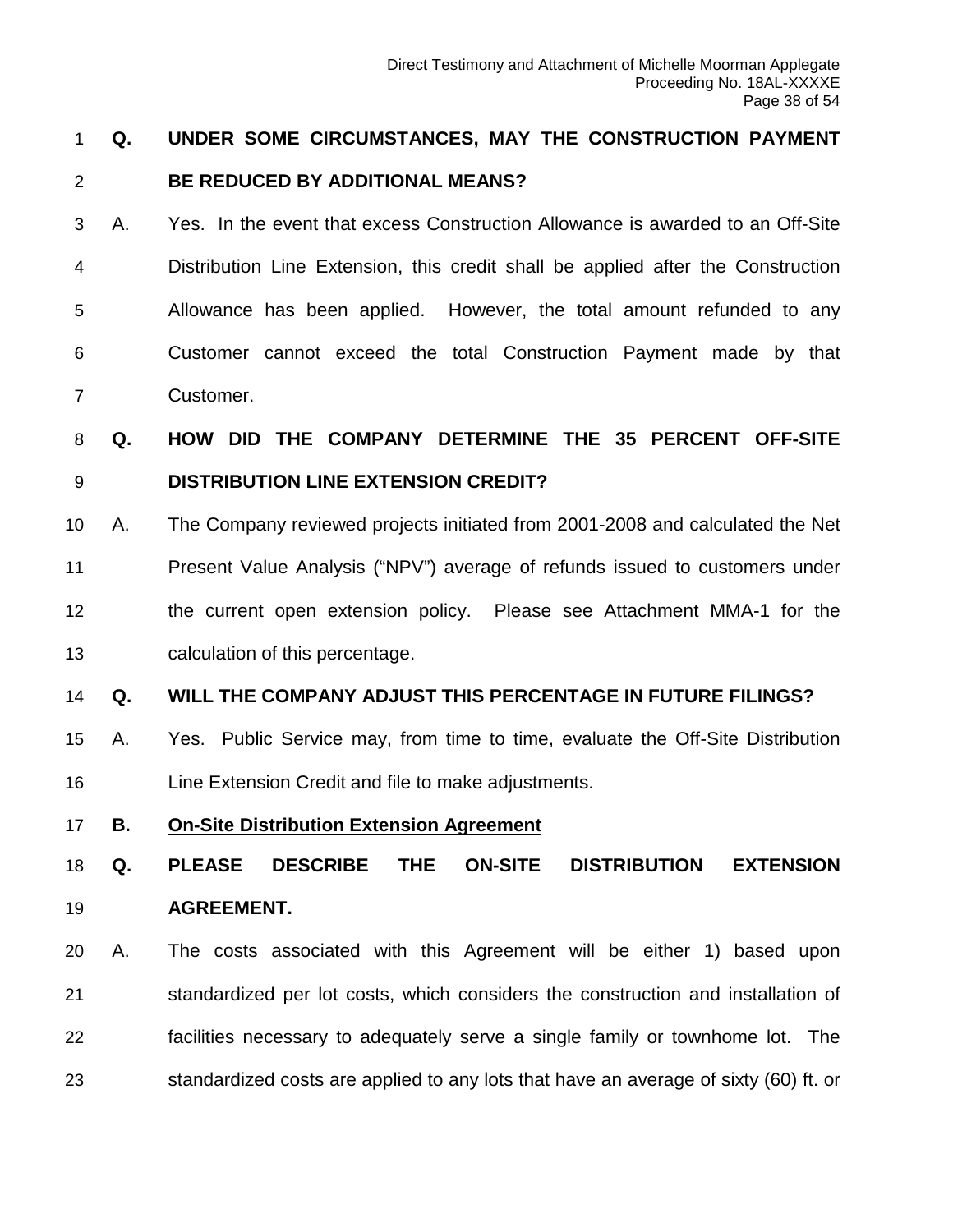**Q. UNDER SOME CIRCUMSTANCES, MAY THE CONSTRUCTION PAYMENT BE REDUCED BY ADDITIONAL MEANS?**

A. Yes. In the event that excess Construction Allowance is awarded to an Off-Site Distribution Line Extension, this credit shall be applied after the Construction Allowance has been applied. However, the total amount refunded to any Customer cannot exceed the total Construction Payment made by that Customer.

**Q. HOW DID THE COMPANY DETERMINE THE 35 PERCENT OFF-SITE DISTRIBUTION LINE EXTENSION CREDIT?**

A. The Company reviewed projects initiated from 2001-2008 and calculated the Net Present Value Analysis ("NPV") average of refunds issued to customers under the current open extension policy. Please see Attachment MMA-1 for the calculation of this percentage.

**Q. WILL THE COMPANY ADJUST THIS PERCENTAGE IN FUTURE FILINGS?**

A. Yes. Public Service may, from time to time, evaluate the Off-Site Distribution Line Extension Credit and file to make adjustments.

## B. On-Site Distribution Extension Agreement

**Q. PLEASE DESCRIBE THE ON-SITE DISTRIBUTION EXTENSION AGREEMENT.**

A. The costs associated with this Agreement will be either 1) based upon standardized per lot costs, which considers the construction and installation of facilities necessary to adequately serve a single family or townhome lot. The standardized costs are applied to any lots that have an average of sixty (60) ft. or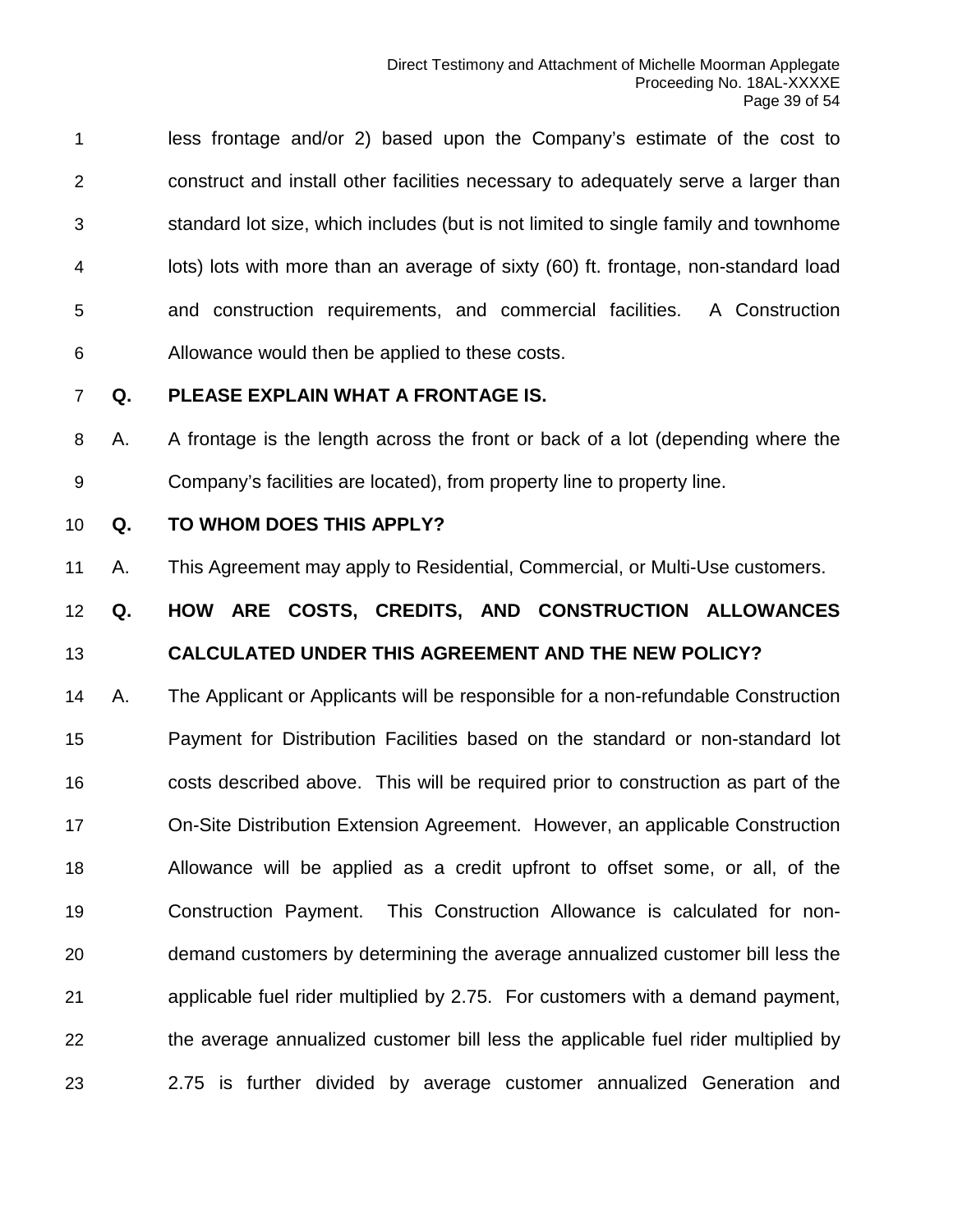less frontage and/or 2) based upon the Company's estimate of the cost to construct and install other facilities necessary to adequately serve a larger than standard lot size, which includes (but is not limited to single family and townhome lots) lots with more than an average of sixty (60) ft. frontage, non-standard load and construction requirements, and commercial facilities. A Construction Allowance would then be applied to these costs.

**Q. PLEASE EXPLAIN WHAT A FRONTAGE IS.**

A. A frontage is the length across the front or back of a lot (depending where the Company's facilities are located), from property line to property line.

**Q. TO WHOM DOES THIS APPLY?**

A. This Agreement may apply to Residential, Commercial, or Multi-Use customers.

**Q. HOW ARE COSTS, CREDITS, AND CONSTRUCTION ALLOWANCES CALCULATED UNDER THIS AGREEMENT AND THE NEW POLICY?**

A. The Applicant or Applicants will be responsible for a non-refundable Construction Payment for Distribution Facilities based on the standard or non-standard lot costs described above. This will be required prior to construction as part of the On-Site Distribution Extension Agreement. However, an applicable Construction Allowance will be applied as a credit upfront to offset some, or all, of the Construction Payment. This Construction Allowance is calculated for non-demand customers by determining the average annualized customer bill less the applicable fuel rider multiplied by 2.75. For customers with a demand payment, the average annualized customer bill less the applicable fuel rider multiplied by 2.75 is further divided by average customer annualized Generation and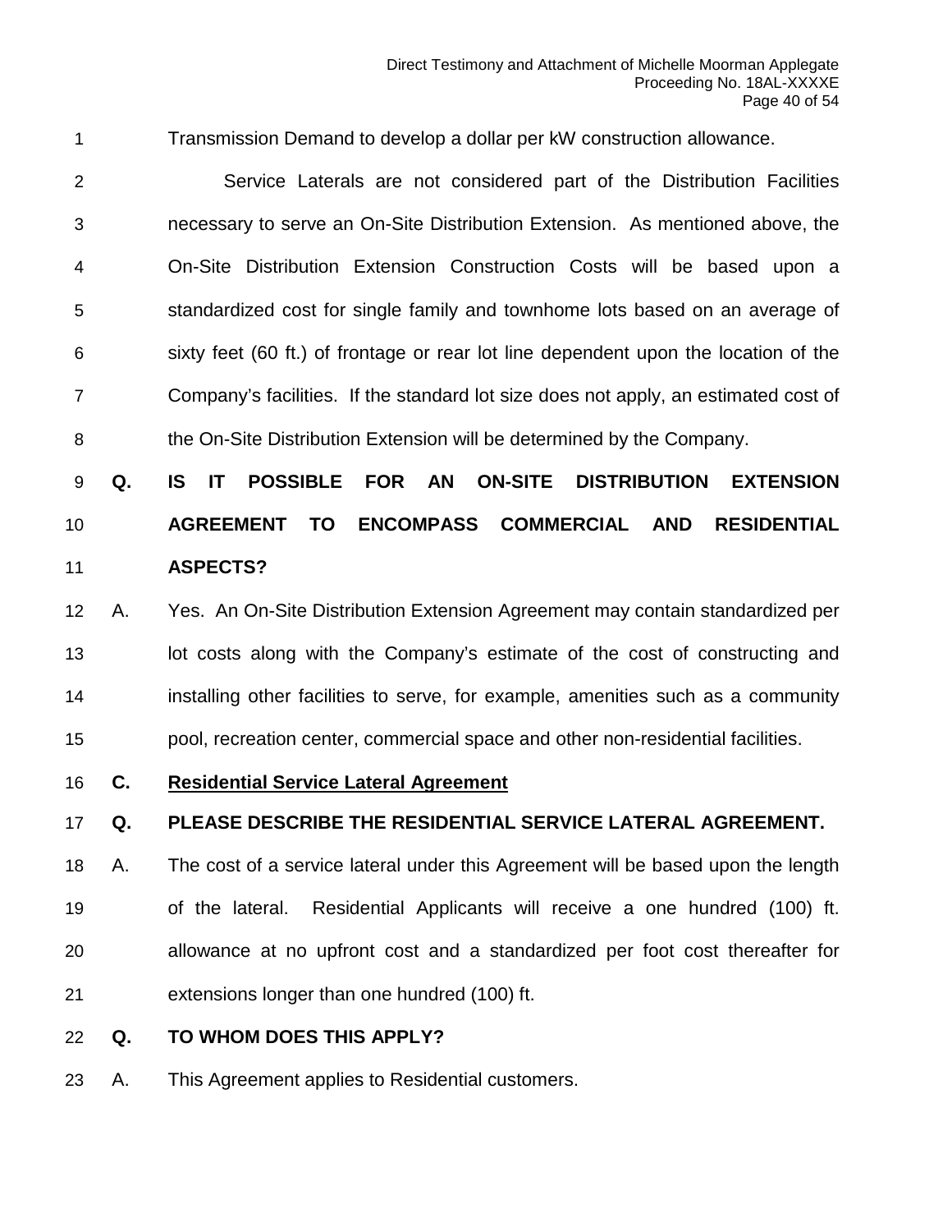Transmission Demand to develop a dollar per kW construction allowance.

Service Laterals are not considered part of the Distribution Facilities necessary to serve an On-Site Distribution Extension. As mentioned above, the On-Site Distribution Extension Construction Costs will be based upon a standardized cost for single family and townhome lots based on an average of sixty feet (60 ft.) of frontage or rear lot line dependent upon the location of the Company's facilities. If the standard lot size does not apply, an estimated cost of the On-Site Distribution Extension will be determined by the Company.

**Q. IS IT POSSIBLE FOR AN ON-SITE DISTRIBUTION EXTENSION AGREEMENT TO ENCOMPASS COMMERCIAL AND RESIDENTIAL ASPECTS?**

A. Yes. An On-Site Distribution Extension Agreement may contain standardized per lot costs along with the Company's estimate of the cost of constructing and installing other facilities to serve, for example, amenities such as a community pool, recreation center, commercial space and other non-residential facilities.

### C. Residential Service Lateral Agreement

**Q. PLEASE DESCRIBE THE RESIDENTIAL SERVICE LATERAL AGREEMENT.**

A. The cost of a service lateral under this Agreement will be based upon the length of the lateral. Residential Applicants will receive a one hundred (100) ft. allowance at no upfront cost and a standardized per foot cost thereafter for extensions longer than one hundred (100) ft.

**Q. TO WHOM DOES THIS APPLY?**

A. This Agreement applies to Residential customers.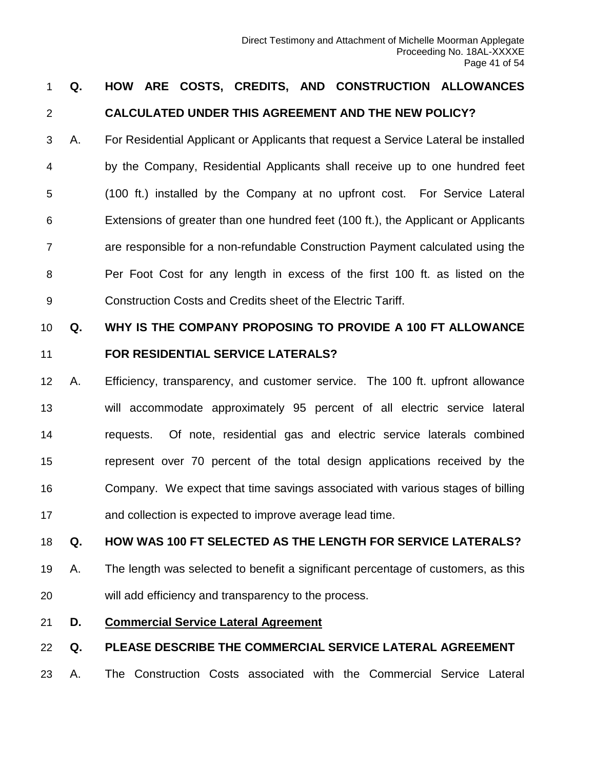**Q. HOW ARE COSTS, CREDITS, AND CONSTRUCTION ALLOWANCES CALCULATED UNDER THIS AGREEMENT AND THE NEW POLICY?**

A. For Residential Applicant or Applicants that request a Service Lateral be installed by the Company, Residential Applicants shall receive up to one hundred feet (100 ft.) installed by the Company at no upfront cost. For Service Lateral Extensions of greater than one hundred feet (100 ft.), the Applicant or Applicants are responsible for a non-refundable Construction Payment calculated using the Per Foot Cost for any length in excess of the first 100 ft. as listed on the Construction Costs and Credits sheet of the Electric Tariff.

**Q. WHY IS THE COMPANY PROPOSING TO PROVIDE A 100 FT ALLOWANCE FOR RESIDENTIAL SERVICE LATERALS?**

A. Efficiency, transparency, and customer service. The 100 ft. upfront allowance will accommodate approximately 95 percent of all electric service lateral requests. Of note, residential gas and electric service laterals combined represent over 70 percent of the total design applications received by the Company. We expect that time savings associated with various stages of billing and collection is expected to improve average lead time.

**Q. HOW WAS 100 FT SELECTED AS THE LENGTH FOR SERVICE LATERALS?**

A. The length was selected to benefit a significant percentage of customers, as this will add efficiency and transparency to the process.

**D. Commercial Service Lateral Agreement**

**Q. PLEASE DESCRIBE THE COMMERCIAL SERVICE LATERAL AGREEMENT**

A. The Construction Costs associated with the Commercial Service Lateral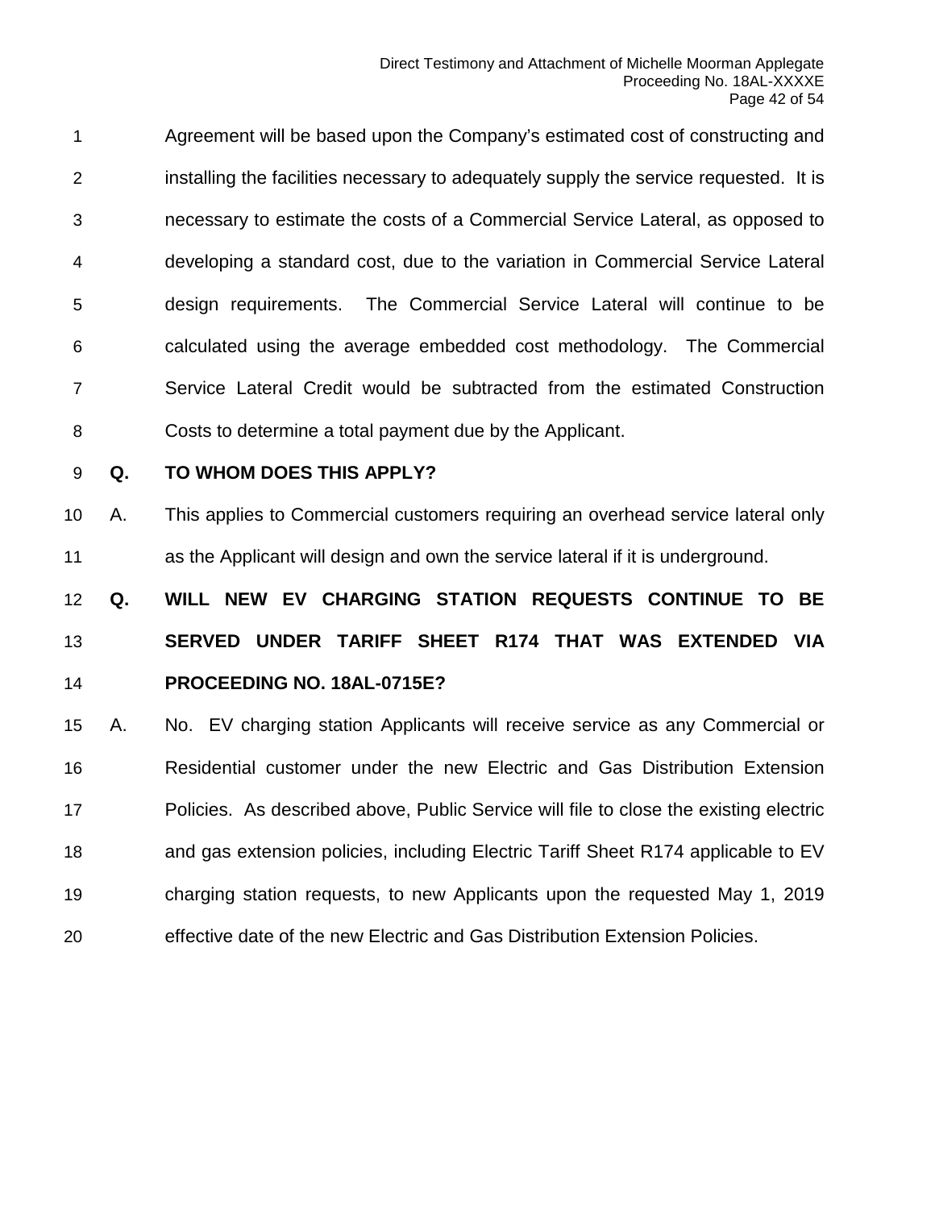Agreement will be based upon the Company's estimated cost of constructing and installing the facilities necessary to adequately supply the service requested. It is necessary to estimate the costs of a Commercial Service Lateral, as opposed to developing a standard cost, due to the variation in Commercial Service Lateral design requirements. The Commercial Service Lateral will continue to be calculated using the average embedded cost methodology. The Commercial Service Lateral Credit would be subtracted from the estimated Construction Costs to determine a total payment due by the Applicant.

**Q. TO WHOM DOES THIS APPLY?**

A. This applies to Commercial customers requiring an overhead service lateral only as the Applicant will design and own the service lateral if it is underground.

**Q. WILL NEW EV CHARGING STATION REQUESTS CONTINUE TO BE SERVED UNDER TARIFF SHEET R174 THAT WAS EXTENDED VIA PROCEEDING NO. 18AL-0715E?**

A. No. EV charging station Applicants will receive service as any Commercial or Residential customer under the new Electric and Gas Distribution Extension Policies. As described above, Public Service will file to close the existing electric and gas extension policies, including Electric Tariff Sheet R174 applicable to EV charging station requests, to new Applicants upon the requested May 1, 2019 effective date of the new Electric and Gas Distribution Extension Policies.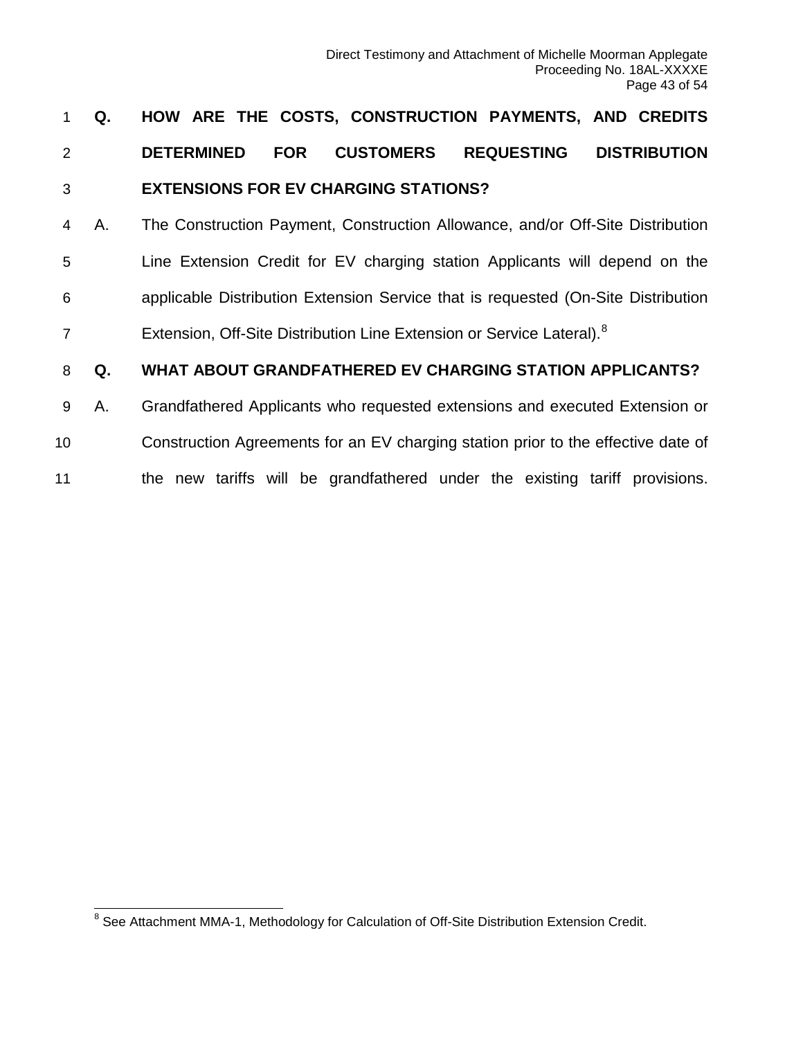**Q. HOW ARE THE COSTS, CONSTRUCTION PAYMENTS, AND CREDITS DETERMINED FOR CUSTOMERS REQUESTING DISTRIBUTION EXTENSIONS FOR EV CHARGING STATIONS?**

A. The Construction Payment, Construction Allowance, and/or Off-Site Distribution Line Extension Credit for EV charging station Applicants will depend on the applicable Distribution Extension Service that is requested (On-Site Distribution Extension, Off-Site Distribution Line Extension or Service Lateral).[8]

**Q. WHAT ABOUT GRANDFATHERED EV CHARGING STATION APPLICANTS?**

A. Grandfathered Applicants who requested extensions and executed Extension or Construction Agreements for an EV charging station prior to the effective date of the new tariffs will be grandfathered under the existing tariff provisions.

---

[8] See Attachment MMA-1, Methodology for Calculation of Off-Site Distribution Extension Credit.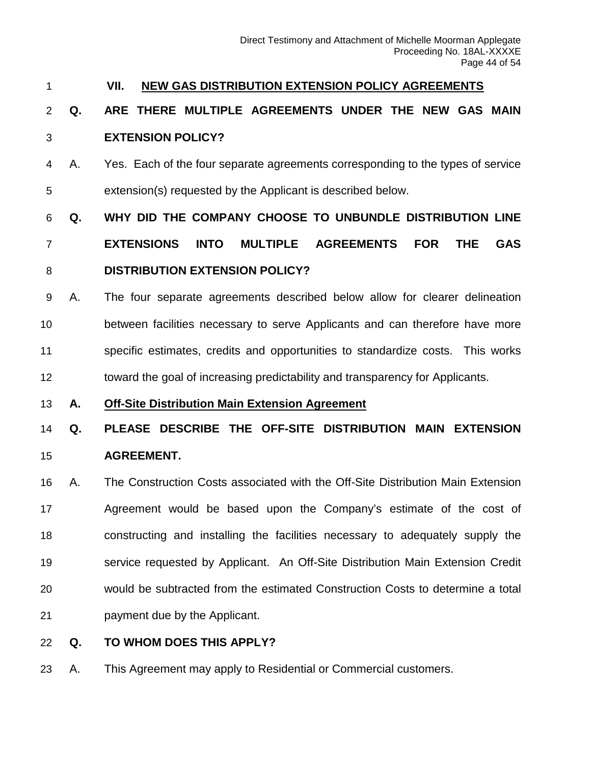## VII. NEW GAS DISTRIBUTION EXTENSION POLICY AGREEMENTS

**Q. ARE THERE MULTIPLE AGREEMENTS UNDER THE NEW GAS MAIN EXTENSION POLICY?**

A. Yes. Each of the four separate agreements corresponding to the types of service extension(s) requested by the Applicant is described below.

**Q. WHY DID THE COMPANY CHOOSE TO UNBUNDLE DISTRIBUTION LINE EXTENSIONS INTO MULTIPLE AGREEMENTS FOR THE GAS DISTRIBUTION EXTENSION POLICY?**

A. The four separate agreements described below allow for clearer delineation between facilities necessary to serve Applicants and can therefore have more specific estimates, credits and opportunities to standardize costs. This works toward the goal of increasing predictability and transparency for Applicants.

### A. Off-Site Distribution Main Extension Agreement

**Q. PLEASE DESCRIBE THE OFF-SITE DISTRIBUTION MAIN EXTENSION AGREEMENT.**

A. The Construction Costs associated with the Off-Site Distribution Main Extension Agreement would be based upon the Company's estimate of the cost of constructing and installing the facilities necessary to adequately supply the service requested by Applicant. An Off-Site Distribution Main Extension Credit would be subtracted from the estimated Construction Costs to determine a total payment due by the Applicant.

**Q. TO WHOM DOES THIS APPLY?**

A. This Agreement may apply to Residential or Commercial customers.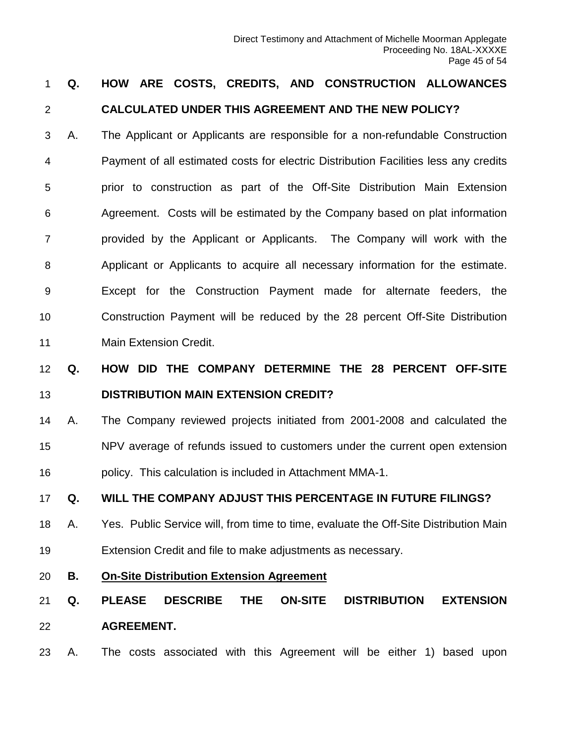**Q. HOW ARE COSTS, CREDITS, AND CONSTRUCTION ALLOWANCES CALCULATED UNDER THIS AGREEMENT AND THE NEW POLICY?**

A. The Applicant or Applicants are responsible for a non-refundable Construction Payment of all estimated costs for electric Distribution Facilities less any credits prior to construction as part of the Off-Site Distribution Main Extension Agreement. Costs will be estimated by the Company based on plat information provided by the Applicant or Applicants. The Company will work with the Applicant or Applicants to acquire all necessary information for the estimate. Except for the Construction Payment made for alternate feeders, the Construction Payment will be reduced by the 28 percent Off-Site Distribution Main Extension Credit.

**Q. HOW DID THE COMPANY DETERMINE THE 28 PERCENT OFF-SITE DISTRIBUTION MAIN EXTENSION CREDIT?**

A. The Company reviewed projects initiated from 2001-2008 and calculated the NPV average of refunds issued to customers under the current open extension policy. This calculation is included in Attachment MMA-1.

**Q. WILL THE COMPANY ADJUST THIS PERCENTAGE IN FUTURE FILINGS?**

A. Yes. Public Service will, from time to time, evaluate the Off-Site Distribution Main Extension Credit and file to make adjustments as necessary.

**B. <u>On-Site Distribution Extension Agreement</u>**

**Q. PLEASE DESCRIBE THE ON-SITE DISTRIBUTION EXTENSION AGREEMENT.**

A. The costs associated with this Agreement will be either 1) based upon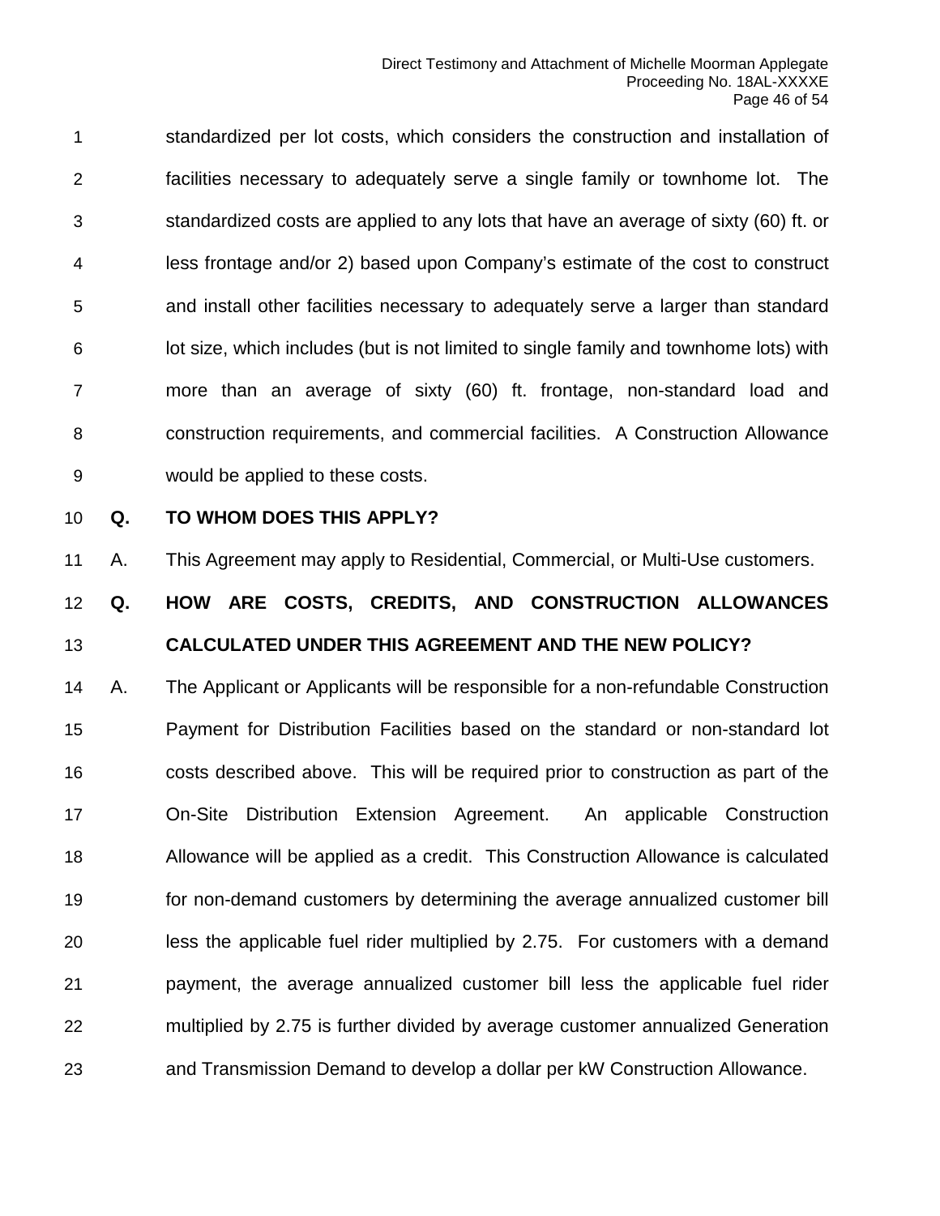standardized per lot costs, which considers the construction and installation of facilities necessary to adequately serve a single family or townhome lot. The standardized costs are applied to any lots that have an average of sixty (60) ft. or less frontage and/or 2) based upon Company's estimate of the cost to construct and install other facilities necessary to adequately serve a larger than standard lot size, which includes (but is not limited to single family and townhome lots) with more than an average of sixty (60) ft. frontage, non-standard load and construction requirements, and commercial facilities. A Construction Allowance would be applied to these costs.

**Q. TO WHOM DOES THIS APPLY?**

A. This Agreement may apply to Residential, Commercial, or Multi-Use customers.

**Q. HOW ARE COSTS, CREDITS, AND CONSTRUCTION ALLOWANCES CALCULATED UNDER THIS AGREEMENT AND THE NEW POLICY?**

A. The Applicant or Applicants will be responsible for a non-refundable Construction Payment for Distribution Facilities based on the standard or non-standard lot costs described above. This will be required prior to construction as part of the On-Site Distribution Extension Agreement. An applicable Construction Allowance will be applied as a credit. This Construction Allowance is calculated for non-demand customers by determining the average annualized customer bill less the applicable fuel rider multiplied by 2.75. For customers with a demand payment, the average annualized customer bill less the applicable fuel rider multiplied by 2.75 is further divided by average customer annualized Generation and Transmission Demand to develop a dollar per kW Construction Allowance.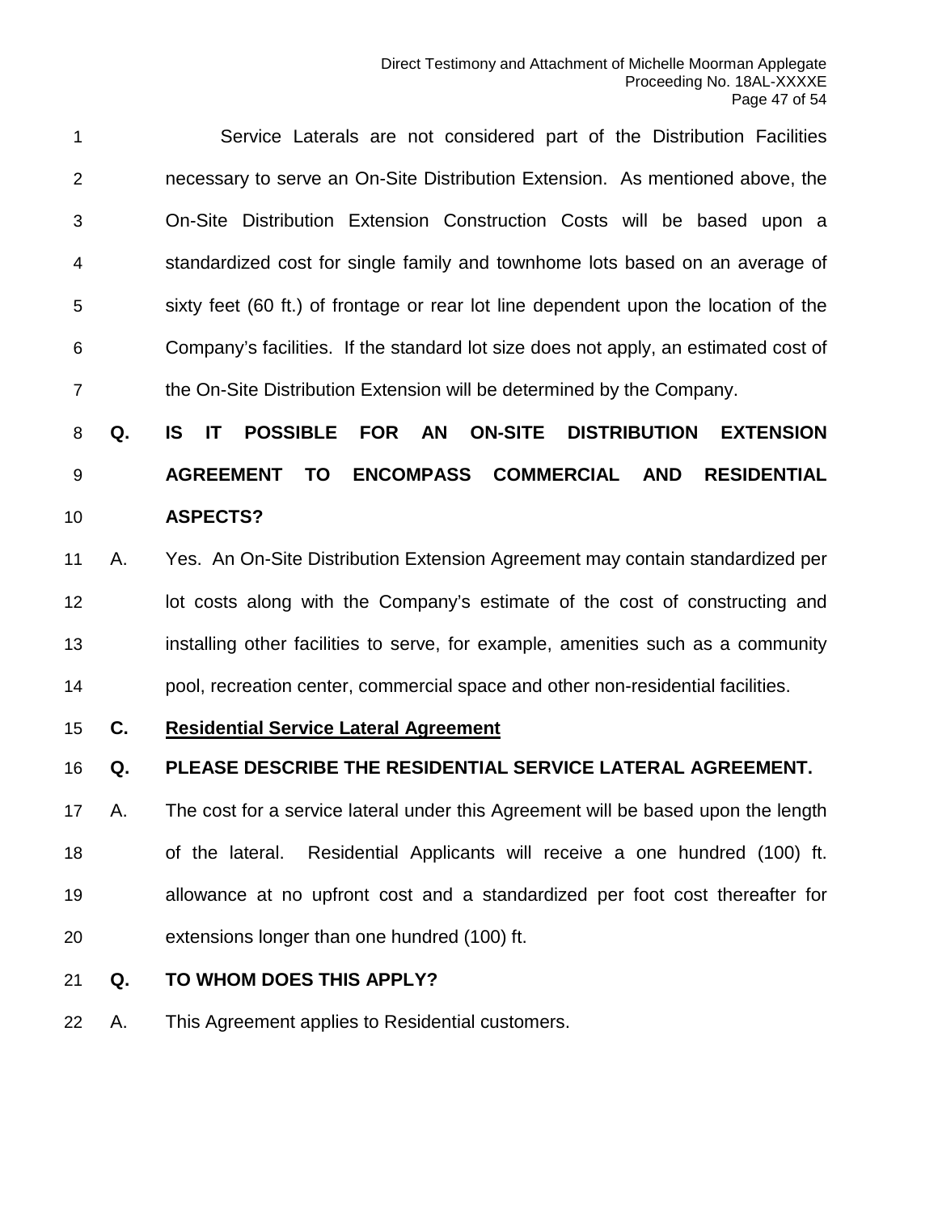Service Laterals are not considered part of the Distribution Facilities necessary to serve an On-Site Distribution Extension. As mentioned above, the On-Site Distribution Extension Construction Costs will be based upon a standardized cost for single family and townhome lots based on an average of sixty feet (60 ft.) of frontage or rear lot line dependent upon the location of the Company's facilities. If the standard lot size does not apply, an estimated cost of the On-Site Distribution Extension will be determined by the Company.

**Q. IS IT POSSIBLE FOR AN ON-SITE DISTRIBUTION EXTENSION AGREEMENT TO ENCOMPASS COMMERCIAL AND RESIDENTIAL ASPECTS?**

A. Yes. An On-Site Distribution Extension Agreement may contain standardized per lot costs along with the Company's estimate of the cost of constructing and installing other facilities to serve, for example, amenities such as a community pool, recreation center, commercial space and other non-residential facilities.

**C. <u>Residential Service Lateral Agreement</u>**

**Q. PLEASE DESCRIBE THE RESIDENTIAL SERVICE LATERAL AGREEMENT.**

A. The cost for a service lateral under this Agreement will be based upon the length of the lateral. Residential Applicants will receive a one hundred (100) ft. allowance at no upfront cost and a standardized per foot cost thereafter for extensions longer than one hundred (100) ft.

**Q. TO WHOM DOES THIS APPLY?**

A. This Agreement applies to Residential customers.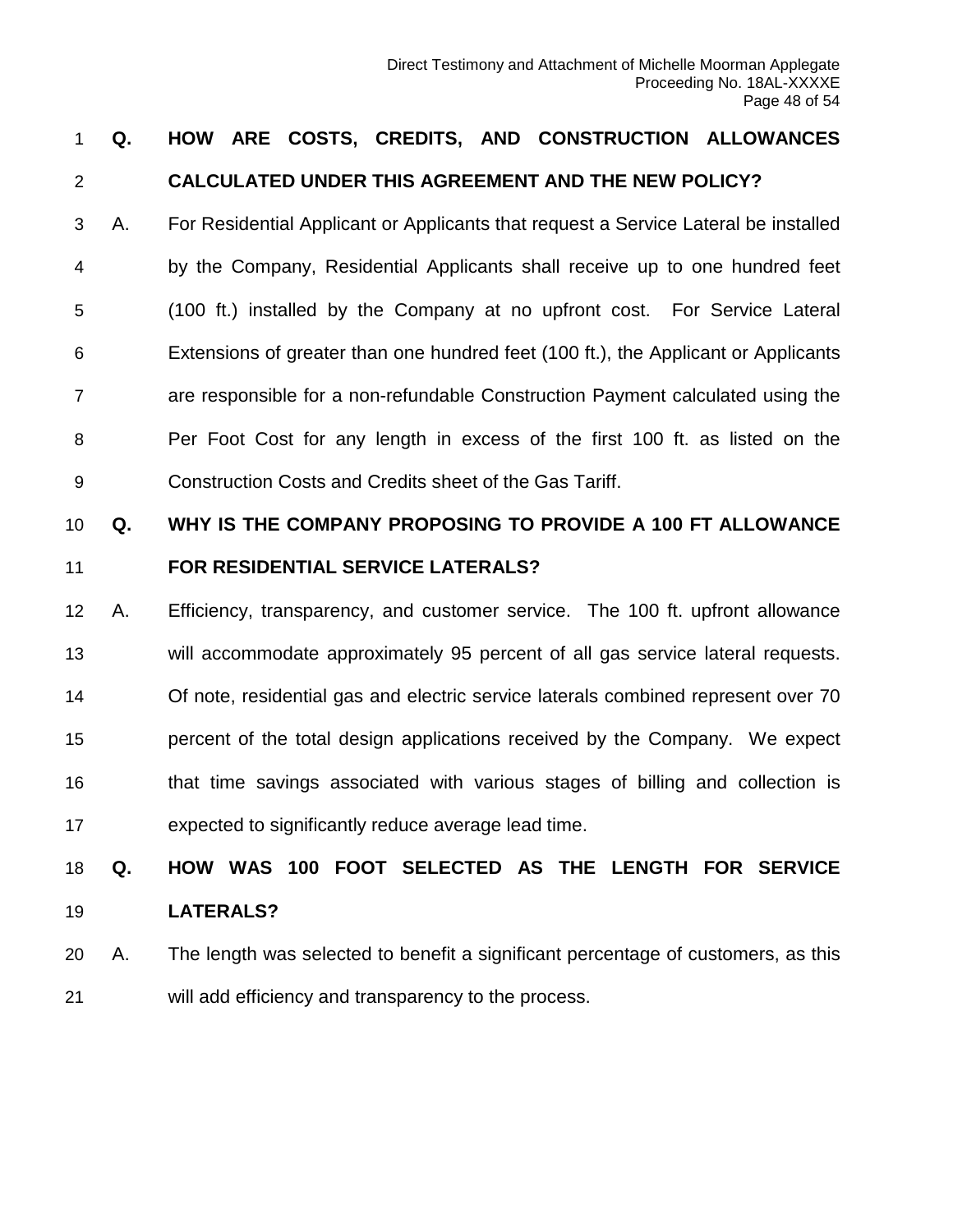**Q. HOW ARE COSTS, CREDITS, AND CONSTRUCTION ALLOWANCES CALCULATED UNDER THIS AGREEMENT AND THE NEW POLICY?**

A. For Residential Applicant or Applicants that request a Service Lateral be installed by the Company, Residential Applicants shall receive up to one hundred feet (100 ft.) installed by the Company at no upfront cost. For Service Lateral Extensions of greater than one hundred feet (100 ft.), the Applicant or Applicants are responsible for a non-refundable Construction Payment calculated using the Per Foot Cost for any length in excess of the first 100 ft. as listed on the Construction Costs and Credits sheet of the Gas Tariff.

**Q. WHY IS THE COMPANY PROPOSING TO PROVIDE A 100 FT ALLOWANCE FOR RESIDENTIAL SERVICE LATERALS?**

A. Efficiency, transparency, and customer service. The 100 ft. upfront allowance will accommodate approximately 95 percent of all gas service lateral requests. Of note, residential gas and electric service laterals combined represent over 70 percent of the total design applications received by the Company. We expect that time savings associated with various stages of billing and collection is expected to significantly reduce average lead time.

**Q. HOW WAS 100 FOOT SELECTED AS THE LENGTH FOR SERVICE LATERALS?**

A. The length was selected to benefit a significant percentage of customers, as this will add efficiency and transparency to the process.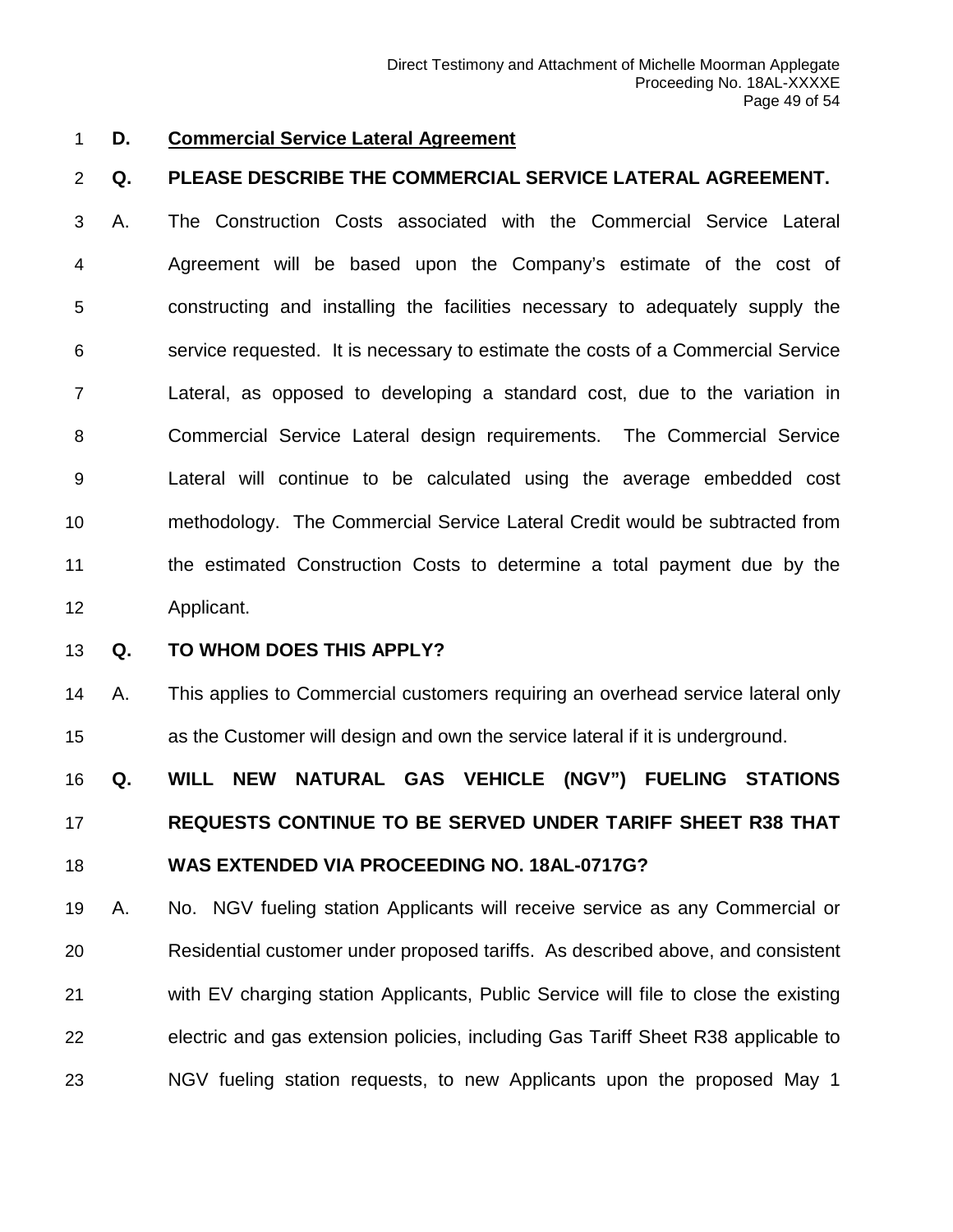### D. Commercial Service Lateral Agreement

**Q. PLEASE DESCRIBE THE COMMERCIAL SERVICE LATERAL AGREEMENT.**

A. The Construction Costs associated with the Commercial Service Lateral Agreement will be based upon the Company's estimate of the cost of constructing and installing the facilities necessary to adequately supply the service requested. It is necessary to estimate the costs of a Commercial Service Lateral, as opposed to developing a standard cost, due to the variation in Commercial Service Lateral design requirements. The Commercial Service Lateral will continue to be calculated using the average embedded cost methodology. The Commercial Service Lateral Credit would be subtracted from the estimated Construction Costs to determine a total payment due by the Applicant.

**Q. TO WHOM DOES THIS APPLY?**

A. This applies to Commercial customers requiring an overhead service lateral only as the Customer will design and own the service lateral if it is underground.

**Q. WILL NEW NATURAL GAS VEHICLE (NGV") FUELING STATIONS REQUESTS CONTINUE TO BE SERVED UNDER TARIFF SHEET R38 THAT WAS EXTENDED VIA PROCEEDING NO. 18AL-0717G?**

A. No. NGV fueling station Applicants will receive service as any Commercial or Residential customer under proposed tariffs. As described above, and consistent with EV charging station Applicants, Public Service will file to close the existing electric and gas extension policies, including Gas Tariff Sheet R38 applicable to NGV fueling station requests, to new Applicants upon the proposed May 1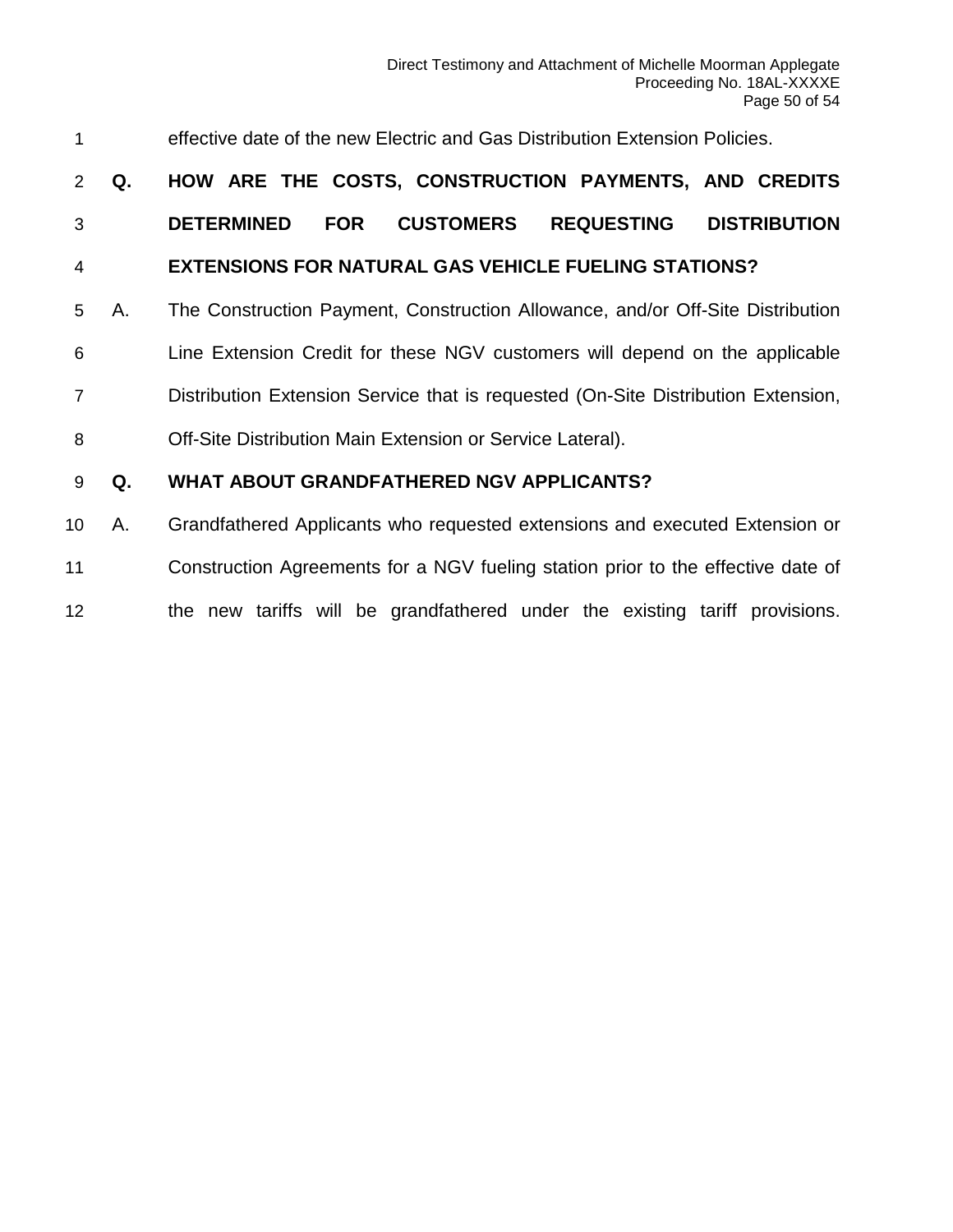effective date of the new Electric and Gas Distribution Extension Policies.

**Q. HOW ARE THE COSTS, CONSTRUCTION PAYMENTS, AND CREDITS DETERMINED FOR CUSTOMERS REQUESTING DISTRIBUTION EXTENSIONS FOR NATURAL GAS VEHICLE FUELING STATIONS?**

A. The Construction Payment, Construction Allowance, and/or Off-Site Distribution Line Extension Credit for these NGV customers will depend on the applicable Distribution Extension Service that is requested (On-Site Distribution Extension, Off-Site Distribution Main Extension or Service Lateral).

**Q. WHAT ABOUT GRANDFATHERED NGV APPLICANTS?**

A. Grandfathered Applicants who requested extensions and executed Extension or Construction Agreements for a NGV fueling station prior to the effective date of the new tariffs will be grandfathered under the existing tariff provisions.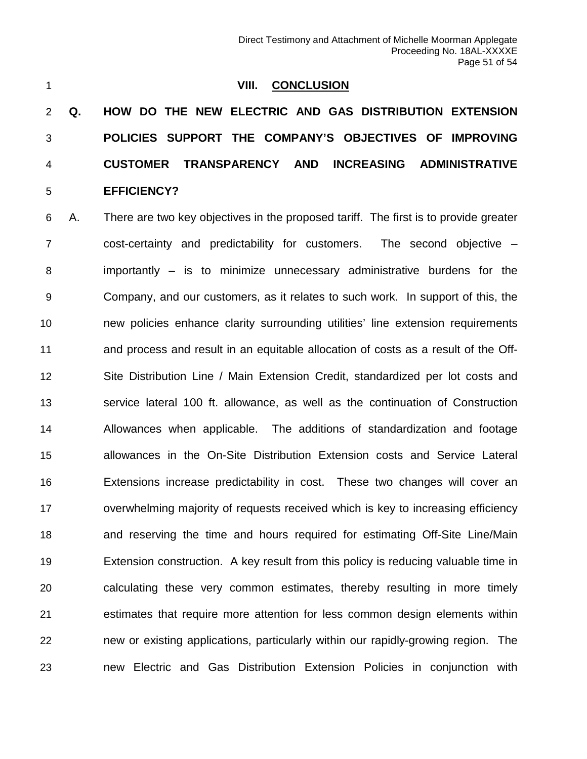## VIII. CONCLUSION

**Q. HOW DO THE NEW ELECTRIC AND GAS DISTRIBUTION EXTENSION POLICIES SUPPORT THE COMPANY'S OBJECTIVES OF IMPROVING CUSTOMER TRANSPARENCY AND INCREASING ADMINISTRATIVE EFFICIENCY?**

A. There are two key objectives in the proposed tariff. The first is to provide greater cost-certainty and predictability for customers. The second objective – importantly – is to minimize unnecessary administrative burdens for the Company, and our customers, as it relates to such work. In support of this, the new policies enhance clarity surrounding utilities' line extension requirements and process and result in an equitable allocation of costs as a result of the Off-Site Distribution Line / Main Extension Credit, standardized per lot costs and service lateral 100 ft. allowance, as well as the continuation of Construction Allowances when applicable. The additions of standardization and footage allowances in the On-Site Distribution Extension costs and Service Lateral Extensions increase predictability in cost. These two changes will cover an overwhelming majority of requests received which is key to increasing efficiency and reserving the time and hours required for estimating Off-Site Line/Main Extension construction. A key result from this policy is reducing valuable time in calculating these very common estimates, thereby resulting in more timely estimates that require more attention for less common design elements within new or existing applications, particularly within our rapidly-growing region. The new Electric and Gas Distribution Extension Policies in conjunction with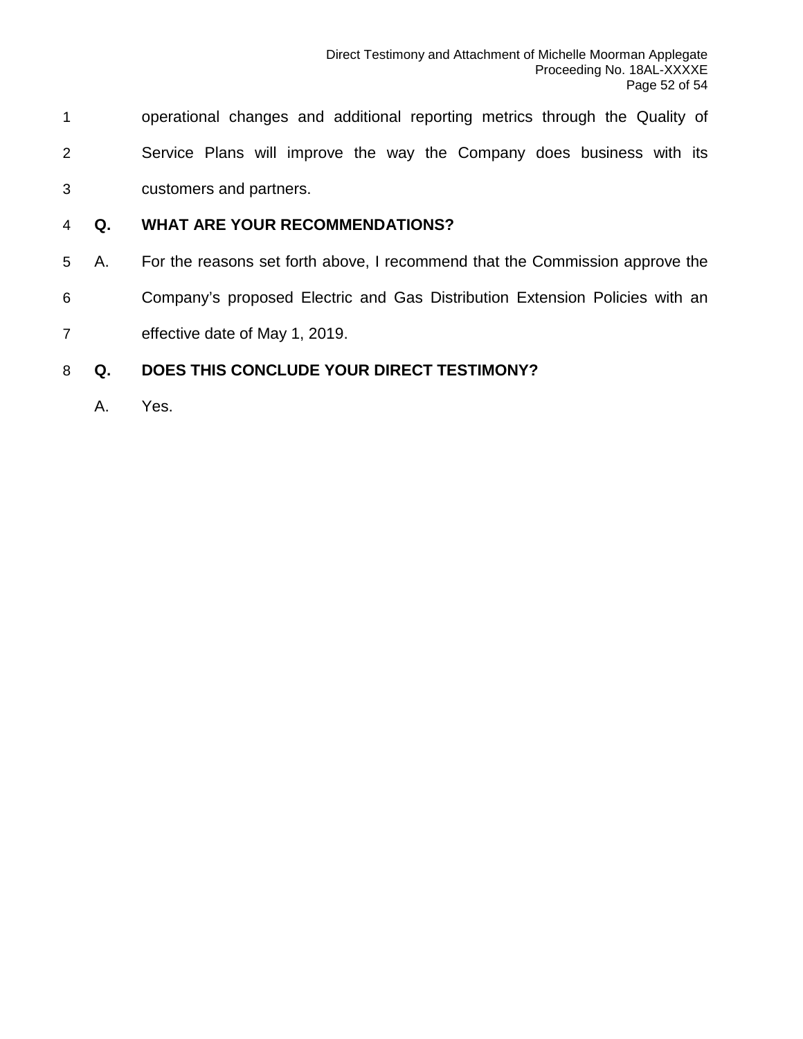operational changes and additional reporting metrics through the Quality of Service Plans will improve the way the Company does business with its customers and partners.

**Q. WHAT ARE YOUR RECOMMENDATIONS?**

A. For the reasons set forth above, I recommend that the Commission approve the Company's proposed Electric and Gas Distribution Extension Policies with an effective date of May 1, 2019.

**Q. DOES THIS CONCLUDE YOUR DIRECT TESTIMONY?**

A. Yes.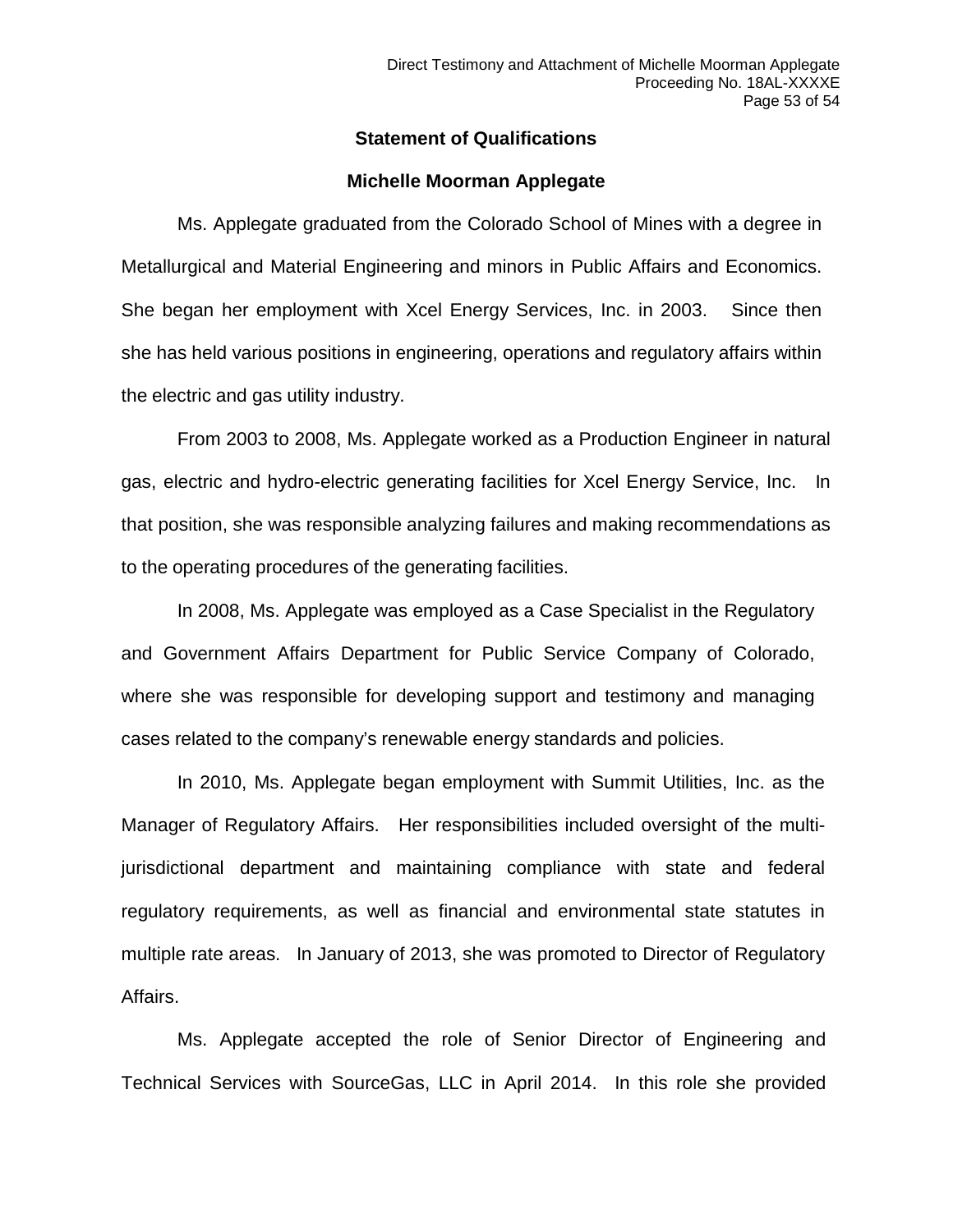## Statement of Qualifications

## Michelle Moorman Applegate

Ms. Applegate graduated from the Colorado School of Mines with a degree in Metallurgical and Material Engineering and minors in Public Affairs and Economics. She began her employment with Xcel Energy Services, Inc. in 2003. Since then she has held various positions in engineering, operations and regulatory affairs within the electric and gas utility industry.

From 2003 to 2008, Ms. Applegate worked as a Production Engineer in natural gas, electric and hydro-electric generating facilities for Xcel Energy Service, Inc. In that position, she was responsible analyzing failures and making recommendations as to the operating procedures of the generating facilities.

In 2008, Ms. Applegate was employed as a Case Specialist in the Regulatory and Government Affairs Department for Public Service Company of Colorado, where she was responsible for developing support and testimony and managing cases related to the company's renewable energy standards and policies.

In 2010, Ms. Applegate began employment with Summit Utilities, Inc. as the Manager of Regulatory Affairs. Her responsibilities included oversight of the multi-jurisdictional department and maintaining compliance with state and federal regulatory requirements, as well as financial and environmental state statutes in multiple rate areas. In January of 2013, she was promoted to Director of Regulatory Affairs.

Ms. Applegate accepted the role of Senior Director of Engineering and Technical Services with SourceGas, LLC in April 2014. In this role she provided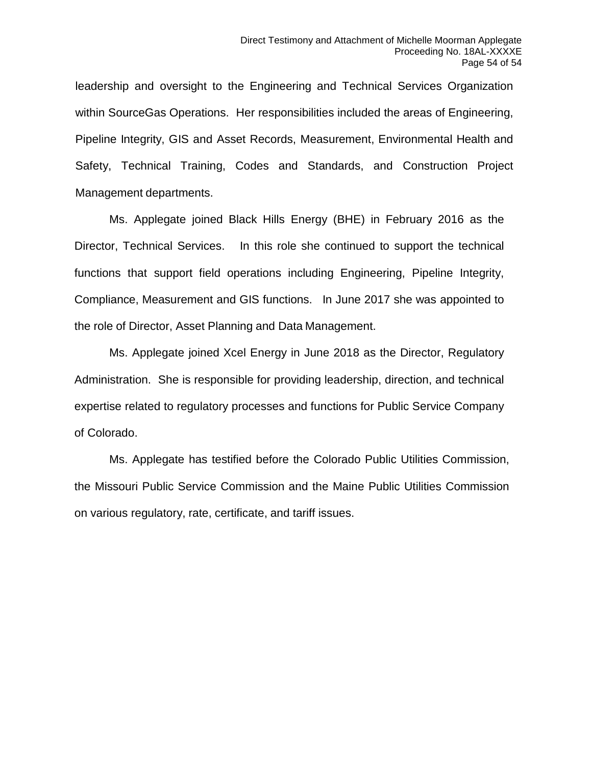leadership and oversight to the Engineering and Technical Services Organization within SourceGas Operations. Her responsibilities included the areas of Engineering, Pipeline Integrity, GIS and Asset Records, Measurement, Environmental Health and Safety, Technical Training, Codes and Standards, and Construction Project Management departments.

Ms. Applegate joined Black Hills Energy (BHE) in February 2016 as the Director, Technical Services. In this role she continued to support the technical functions that support field operations including Engineering, Pipeline Integrity, Compliance, Measurement and GIS functions. In June 2017 she was appointed to the role of Director, Asset Planning and Data Management.

Ms. Applegate joined Xcel Energy in June 2018 as the Director, Regulatory Administration. She is responsible for providing leadership, direction, and technical expertise related to regulatory processes and functions for Public Service Company of Colorado.

Ms. Applegate has testified before the Colorado Public Utilities Commission, the Missouri Public Service Commission and the Maine Public Utilities Commission on various regulatory, rate, certificate, and tariff issues.